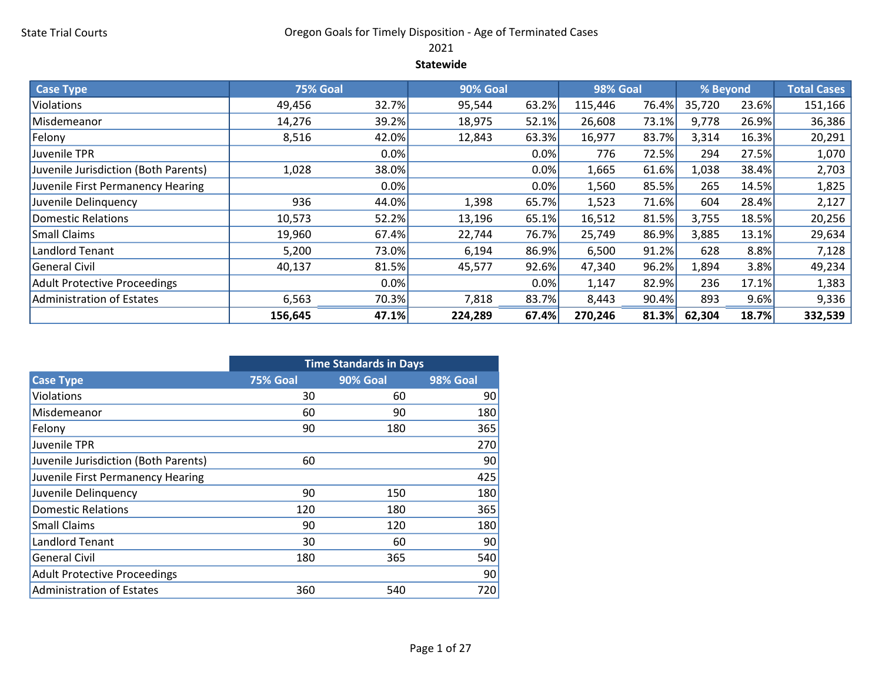State Trial Courts

# Oregon Goals for Timely Disposition - Age of Terminated Cases
2021
**Statewide**

| Case Type | 75% Goal | | 90% Goal | | 98% Goal | | % Beyond | | Total Cases |
|---|---|---|---|---|---|---|---|---|---|
| Violations | 49,456 | 32.7% | 95,544 | 63.2% | 115,446 | 76.4% | 35,720 | 23.6% | 151,166 |
| Misdemeanor | 14,276 | 39.2% | 18,975 | 52.1% | 26,608 | 73.1% | 9,778 | 26.9% | 36,386 |
| Felony | 8,516 | 42.0% | 12,843 | 63.3% | 16,977 | 83.7% | 3,314 | 16.3% | 20,291 |
| Juvenile TPR | | 0.0% | | 0.0% | 776 | 72.5% | 294 | 27.5% | 1,070 |
| Juvenile Jurisdiction (Both Parents) | 1,028 | 38.0% | | 0.0% | 1,665 | 61.6% | 1,038 | 38.4% | 2,703 |
| Juvenile First Permanency Hearing | | 0.0% | | 0.0% | 1,560 | 85.5% | 265 | 14.5% | 1,825 |
| Juvenile Delinquency | 936 | 44.0% | 1,398 | 65.7% | 1,523 | 71.6% | 604 | 28.4% | 2,127 |
| Domestic Relations | 10,573 | 52.2% | 13,196 | 65.1% | 16,512 | 81.5% | 3,755 | 18.5% | 20,256 |
| Small Claims | 19,960 | 67.4% | 22,744 | 76.7% | 25,749 | 86.9% | 3,885 | 13.1% | 29,634 |
| Landlord Tenant | 5,200 | 73.0% | 6,194 | 86.9% | 6,500 | 91.2% | 628 | 8.8% | 7,128 |
| General Civil | 40,137 | 81.5% | 45,577 | 92.6% | 47,340 | 96.2% | 1,894 | 3.8% | 49,234 |
| Adult Protective Proceedings | | 0.0% | | 0.0% | 1,147 | 82.9% | 236 | 17.1% | 1,383 |
| Administration of Estates | 6,563 | 70.3% | 7,818 | 83.7% | 8,443 | 90.4% | 893 | 9.6% | 9,336 |
| | **156,645** | **47.1%** | **224,289** | **67.4%** | **270,246** | **81.3%** | **62,304** | **18.7%** | **332,539** |

| | Time Standards in Days | | |
|---|---|---|---|
| **Case Type** | **75% Goal** | **90% Goal** | **98% Goal** |
| Violations | 30 | 60 | 90 |
| Misdemeanor | 60 | 90 | 180 |
| Felony | 90 | 180 | 365 |
| Juvenile TPR | | | 270 |
| Juvenile Jurisdiction (Both Parents) | 60 | | 90 |
| Juvenile First Permanency Hearing | | | 425 |
| Juvenile Delinquency | 90 | 150 | 180 |
| Domestic Relations | 120 | 180 | 365 |
| Small Claims | 90 | 120 | 180 |
| Landlord Tenant | 30 | 60 | 90 |
| General Civil | 180 | 365 | 540 |
| Adult Protective Proceedings | | | 90 |
| Administration of Estates | 360 | 540 | 720 |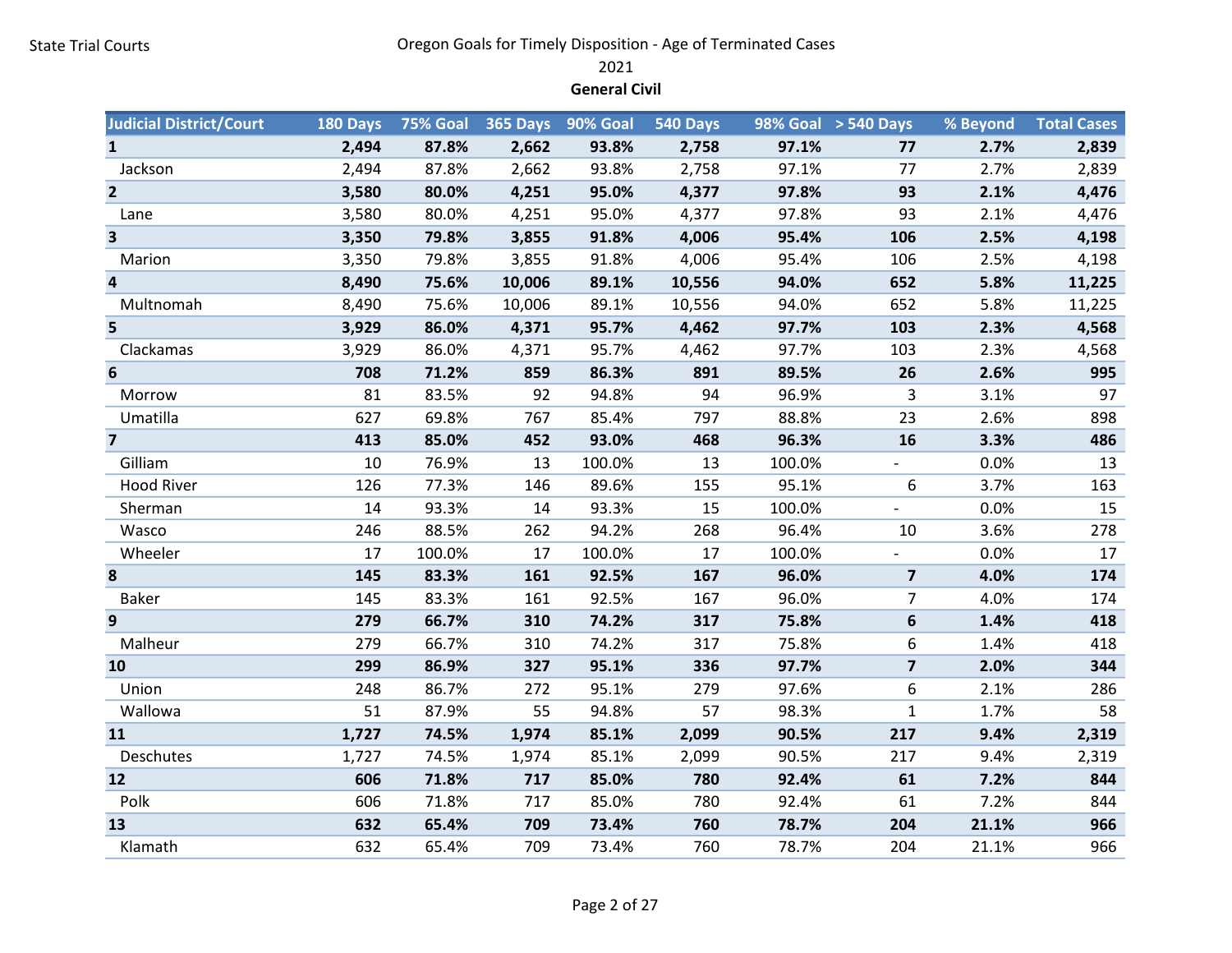State Trial Courts

# Oregon Goals for Timely Disposition - Age of Terminated Cases

2021

**General Civil**

| Judicial District/Court | 180 Days | 75% Goal | 365 Days | 90% Goal | 540 Days | 98% Goal | > 540 Days | % Beyond | Total Cases |
|---|---|---|---|---|---|---|---|---|---|
| **1** | **2,494** | **87.8%** | **2,662** | **93.8%** | **2,758** | **97.1%** | **77** | **2.7%** | **2,839** |
| Jackson | 2,494 | 87.8% | 2,662 | 93.8% | 2,758 | 97.1% | 77 | 2.7% | 2,839 |
| **2** | **3,580** | **80.0%** | **4,251** | **95.0%** | **4,377** | **97.8%** | **93** | **2.1%** | **4,476** |
| Lane | 3,580 | 80.0% | 4,251 | 95.0% | 4,377 | 97.8% | 93 | 2.1% | 4,476 |
| **3** | **3,350** | **79.8%** | **3,855** | **91.8%** | **4,006** | **95.4%** | **106** | **2.5%** | **4,198** |
| Marion | 3,350 | 79.8% | 3,855 | 91.8% | 4,006 | 95.4% | 106 | 2.5% | 4,198 |
| **4** | **8,490** | **75.6%** | **10,006** | **89.1%** | **10,556** | **94.0%** | **652** | **5.8%** | **11,225** |
| Multnomah | 8,490 | 75.6% | 10,006 | 89.1% | 10,556 | 94.0% | 652 | 5.8% | 11,225 |
| **5** | **3,929** | **86.0%** | **4,371** | **95.7%** | **4,462** | **97.7%** | **103** | **2.3%** | **4,568** |
| Clackamas | 3,929 | 86.0% | 4,371 | 95.7% | 4,462 | 97.7% | 103 | 2.3% | 4,568 |
| **6** | **708** | **71.2%** | **859** | **86.3%** | **891** | **89.5%** | **26** | **2.6%** | **995** |
| Morrow | 81 | 83.5% | 92 | 94.8% | 94 | 96.9% | 3 | 3.1% | 97 |
| Umatilla | 627 | 69.8% | 767 | 85.4% | 797 | 88.8% | 23 | 2.6% | 898 |
| **7** | **413** | **85.0%** | **452** | **93.0%** | **468** | **96.3%** | **16** | **3.3%** | **486** |
| Gilliam | 10 | 76.9% | 13 | 100.0% | 13 | 100.0% | - | 0.0% | 13 |
| Hood River | 126 | 77.3% | 146 | 89.6% | 155 | 95.1% | 6 | 3.7% | 163 |
| Sherman | 14 | 93.3% | 14 | 93.3% | 15 | 100.0% | - | 0.0% | 15 |
| Wasco | 246 | 88.5% | 262 | 94.2% | 268 | 96.4% | 10 | 3.6% | 278 |
| Wheeler | 17 | 100.0% | 17 | 100.0% | 17 | 100.0% | - | 0.0% | 17 |
| **8** | **145** | **83.3%** | **161** | **92.5%** | **167** | **96.0%** | **7** | **4.0%** | **174** |
| Baker | 145 | 83.3% | 161 | 92.5% | 167 | 96.0% | 7 | 4.0% | 174 |
| **9** | **279** | **66.7%** | **310** | **74.2%** | **317** | **75.8%** | **6** | **1.4%** | **418** |
| Malheur | 279 | 66.7% | 310 | 74.2% | 317 | 75.8% | 6 | 1.4% | 418 |
| **10** | **299** | **86.9%** | **327** | **95.1%** | **336** | **97.7%** | **7** | **2.0%** | **344** |
| Union | 248 | 86.7% | 272 | 95.1% | 279 | 97.6% | 6 | 2.1% | 286 |
| Wallowa | 51 | 87.9% | 55 | 94.8% | 57 | 98.3% | 1 | 1.7% | 58 |
| **11** | **1,727** | **74.5%** | **1,974** | **85.1%** | **2,099** | **90.5%** | **217** | **9.4%** | **2,319** |
| Deschutes | 1,727 | 74.5% | 1,974 | 85.1% | 2,099 | 90.5% | 217 | 9.4% | 2,319 |
| **12** | **606** | **71.8%** | **717** | **85.0%** | **780** | **92.4%** | **61** | **7.2%** | **844** |
| Polk | 606 | 71.8% | 717 | 85.0% | 780 | 92.4% | 61 | 7.2% | 844 |
| **13** | **632** | **65.4%** | **709** | **73.4%** | **760** | **78.7%** | **204** | **21.1%** | **966** |
| Klamath | 632 | 65.4% | 709 | 73.4% | 760 | 78.7% | 204 | 21.1% | 966 |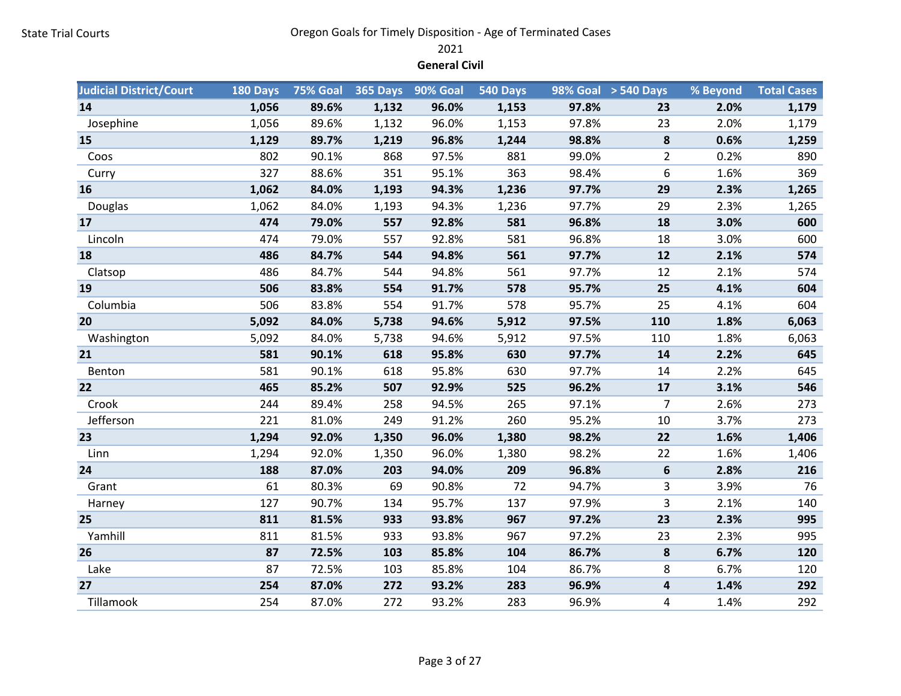State Trial Courts

# Oregon Goals for Timely Disposition - Age of Terminated Cases

2021

**General Civil**

| Judicial District/Court | 180 Days | 75% Goal | 365 Days | 90% Goal | 540 Days | 98% Goal | > 540 Days | % Beyond | Total Cases |
|---|---|---|---|---|---|---|---|---|---|
| **14** | **1,056** | **89.6%** | **1,132** | **96.0%** | **1,153** | **97.8%** | **23** | **2.0%** | **1,179** |
| Josephine | 1,056 | 89.6% | 1,132 | 96.0% | 1,153 | 97.8% | 23 | 2.0% | 1,179 |
| **15** | **1,129** | **89.7%** | **1,219** | **96.8%** | **1,244** | **98.8%** | **8** | **0.6%** | **1,259** |
| Coos | 802 | 90.1% | 868 | 97.5% | 881 | 99.0% | 2 | 0.2% | 890 |
| Curry | 327 | 88.6% | 351 | 95.1% | 363 | 98.4% | 6 | 1.6% | 369 |
| **16** | **1,062** | **84.0%** | **1,193** | **94.3%** | **1,236** | **97.7%** | **29** | **2.3%** | **1,265** |
| Douglas | 1,062 | 84.0% | 1,193 | 94.3% | 1,236 | 97.7% | 29 | 2.3% | 1,265 |
| **17** | **474** | **79.0%** | **557** | **92.8%** | **581** | **96.8%** | **18** | **3.0%** | **600** |
| Lincoln | 474 | 79.0% | 557 | 92.8% | 581 | 96.8% | 18 | 3.0% | 600 |
| **18** | **486** | **84.7%** | **544** | **94.8%** | **561** | **97.7%** | **12** | **2.1%** | **574** |
| Clatsop | 486 | 84.7% | 544 | 94.8% | 561 | 97.7% | 12 | 2.1% | 574 |
| **19** | **506** | **83.8%** | **554** | **91.7%** | **578** | **95.7%** | **25** | **4.1%** | **604** |
| Columbia | 506 | 83.8% | 554 | 91.7% | 578 | 95.7% | 25 | 4.1% | 604 |
| **20** | **5,092** | **84.0%** | **5,738** | **94.6%** | **5,912** | **97.5%** | **110** | **1.8%** | **6,063** |
| Washington | 5,092 | 84.0% | 5,738 | 94.6% | 5,912 | 97.5% | 110 | 1.8% | 6,063 |
| **21** | **581** | **90.1%** | **618** | **95.8%** | **630** | **97.7%** | **14** | **2.2%** | **645** |
| Benton | 581 | 90.1% | 618 | 95.8% | 630 | 97.7% | 14 | 2.2% | 645 |
| **22** | **465** | **85.2%** | **507** | **92.9%** | **525** | **96.2%** | **17** | **3.1%** | **546** |
| Crook | 244 | 89.4% | 258 | 94.5% | 265 | 97.1% | 7 | 2.6% | 273 |
| Jefferson | 221 | 81.0% | 249 | 91.2% | 260 | 95.2% | 10 | 3.7% | 273 |
| **23** | **1,294** | **92.0%** | **1,350** | **96.0%** | **1,380** | **98.2%** | **22** | **1.6%** | **1,406** |
| Linn | 1,294 | 92.0% | 1,350 | 96.0% | 1,380 | 98.2% | 22 | 1.6% | 1,406 |
| **24** | **188** | **87.0%** | **203** | **94.0%** | **209** | **96.8%** | **6** | **2.8%** | **216** |
| Grant | 61 | 80.3% | 69 | 90.8% | 72 | 94.7% | 3 | 3.9% | 76 |
| Harney | 127 | 90.7% | 134 | 95.7% | 137 | 97.9% | 3 | 2.1% | 140 |
| **25** | **811** | **81.5%** | **933** | **93.8%** | **967** | **97.2%** | **23** | **2.3%** | **995** |
| Yamhill | 811 | 81.5% | 933 | 93.8% | 967 | 97.2% | 23 | 2.3% | 995 |
| **26** | **87** | **72.5%** | **103** | **85.8%** | **104** | **86.7%** | **8** | **6.7%** | **120** |
| Lake | 87 | 72.5% | 103 | 85.8% | 104 | 86.7% | 8 | 6.7% | 120 |
| **27** | **254** | **87.0%** | **272** | **93.2%** | **283** | **96.9%** | **4** | **1.4%** | **292** |
| Tillamook | 254 | 87.0% | 272 | 93.2% | 283 | 96.9% | 4 | 1.4% | 292 |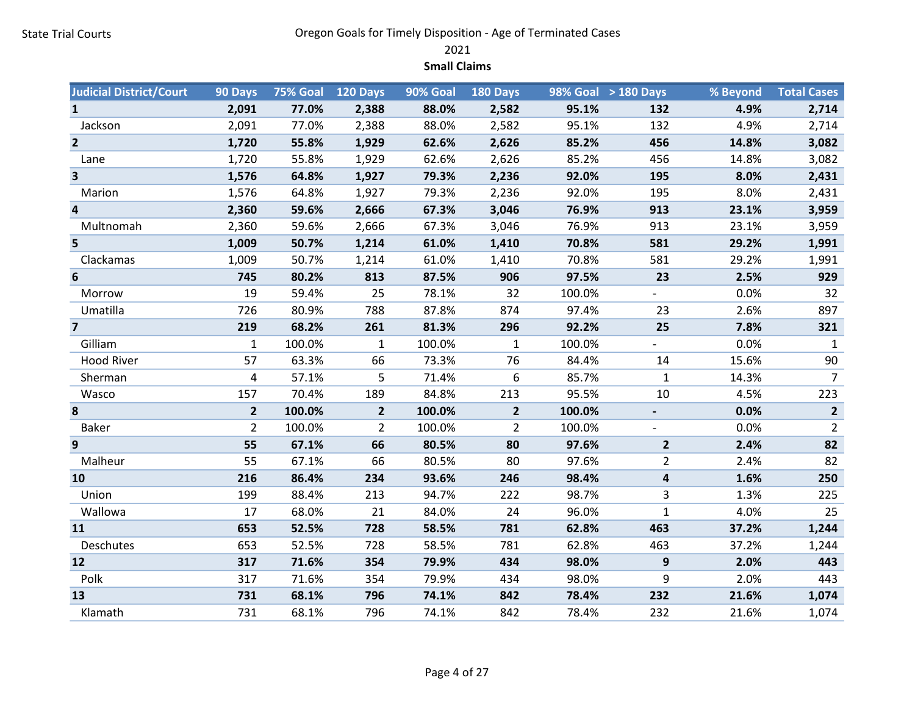State Trial Courts

Oregon Goals for Timely Disposition - Age of Terminated Cases

2021

**Small Claims**

| Judicial District/Court | 90 Days | 75% Goal | 120 Days | 90% Goal | 180 Days | 98% Goal | > 180 Days | % Beyond | Total Cases |
|---|---|---|---|---|---|---|---|---|---|
| **1** | **2,091** | **77.0%** | **2,388** | **88.0%** | **2,582** | **95.1%** | **132** | **4.9%** | **2,714** |
| Jackson | 2,091 | 77.0% | 2,388 | 88.0% | 2,582 | 95.1% | 132 | 4.9% | 2,714 |
| **2** | **1,720** | **55.8%** | **1,929** | **62.6%** | **2,626** | **85.2%** | **456** | **14.8%** | **3,082** |
| Lane | 1,720 | 55.8% | 1,929 | 62.6% | 2,626 | 85.2% | 456 | 14.8% | 3,082 |
| **3** | **1,576** | **64.8%** | **1,927** | **79.3%** | **2,236** | **92.0%** | **195** | **8.0%** | **2,431** |
| Marion | 1,576 | 64.8% | 1,927 | 79.3% | 2,236 | 92.0% | 195 | 8.0% | 2,431 |
| **4** | **2,360** | **59.6%** | **2,666** | **67.3%** | **3,046** | **76.9%** | **913** | **23.1%** | **3,959** |
| Multnomah | 2,360 | 59.6% | 2,666 | 67.3% | 3,046 | 76.9% | 913 | 23.1% | 3,959 |
| **5** | **1,009** | **50.7%** | **1,214** | **61.0%** | **1,410** | **70.8%** | **581** | **29.2%** | **1,991** |
| Clackamas | 1,009 | 50.7% | 1,214 | 61.0% | 1,410 | 70.8% | 581 | 29.2% | 1,991 |
| **6** | **745** | **80.2%** | **813** | **87.5%** | **906** | **97.5%** | **23** | **2.5%** | **929** |
| Morrow | 19 | 59.4% | 25 | 78.1% | 32 | 100.0% | - | 0.0% | 32 |
| Umatilla | 726 | 80.9% | 788 | 87.8% | 874 | 97.4% | 23 | 2.6% | 897 |
| **7** | **219** | **68.2%** | **261** | **81.3%** | **296** | **92.2%** | **25** | **7.8%** | **321** |
| Gilliam | 1 | 100.0% | 1 | 100.0% | 1 | 100.0% | - | 0.0% | 1 |
| Hood River | 57 | 63.3% | 66 | 73.3% | 76 | 84.4% | 14 | 15.6% | 90 |
| Sherman | 4 | 57.1% | 5 | 71.4% | 6 | 85.7% | 1 | 14.3% | 7 |
| Wasco | 157 | 70.4% | 189 | 84.8% | 213 | 95.5% | 10 | 4.5% | 223 |
| **8** | **2** | **100.0%** | **2** | **100.0%** | **2** | **100.0%** | **-** | **0.0%** | **2** |
| Baker | 2 | 100.0% | 2 | 100.0% | 2 | 100.0% | - | 0.0% | 2 |
| **9** | **55** | **67.1%** | **66** | **80.5%** | **80** | **97.6%** | **2** | **2.4%** | **82** |
| Malheur | 55 | 67.1% | 66 | 80.5% | 80 | 97.6% | 2 | 2.4% | 82 |
| **10** | **216** | **86.4%** | **234** | **93.6%** | **246** | **98.4%** | **4** | **1.6%** | **250** |
| Union | 199 | 88.4% | 213 | 94.7% | 222 | 98.7% | 3 | 1.3% | 225 |
| Wallowa | 17 | 68.0% | 21 | 84.0% | 24 | 96.0% | 1 | 4.0% | 25 |
| **11** | **653** | **52.5%** | **728** | **58.5%** | **781** | **62.8%** | **463** | **37.2%** | **1,244** |
| Deschutes | 653 | 52.5% | 728 | 58.5% | 781 | 62.8% | 463 | 37.2% | 1,244 |
| **12** | **317** | **71.6%** | **354** | **79.9%** | **434** | **98.0%** | **9** | **2.0%** | **443** |
| Polk | 317 | 71.6% | 354 | 79.9% | 434 | 98.0% | 9 | 2.0% | 443 |
| **13** | **731** | **68.1%** | **796** | **74.1%** | **842** | **78.4%** | **232** | **21.6%** | **1,074** |
| Klamath | 731 | 68.1% | 796 | 74.1% | 842 | 78.4% | 232 | 21.6% | 1,074 |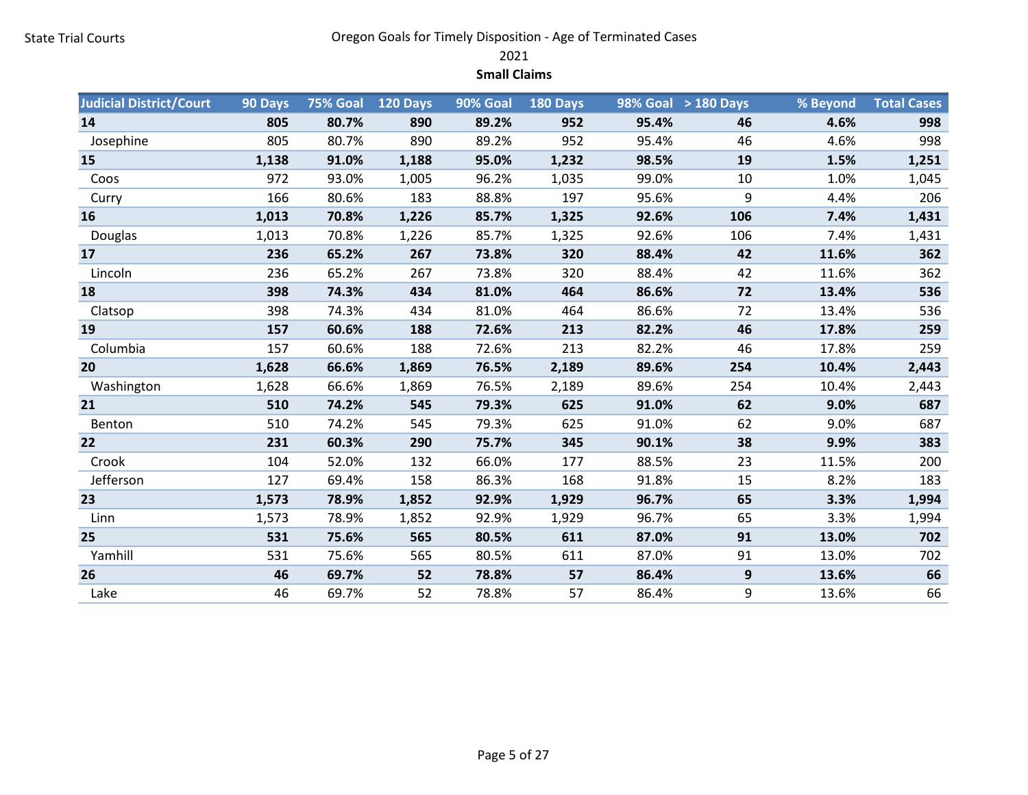State Trial Courts

# Oregon Goals for Timely Disposition - Age of Terminated Cases

2021

**Small Claims**

| Judicial District/Court | 90 Days | 75% Goal | 120 Days | 90% Goal | 180 Days | 98% Goal | > 180 Days | % Beyond | Total Cases |
|---|---|---|---|---|---|---|---|---|---|
| **14** | **805** | **80.7%** | **890** | **89.2%** | **952** | **95.4%** | **46** | **4.6%** | **998** |
| Josephine | 805 | 80.7% | 890 | 89.2% | 952 | 95.4% | 46 | 4.6% | 998 |
| **15** | **1,138** | **91.0%** | **1,188** | **95.0%** | **1,232** | **98.5%** | **19** | **1.5%** | **1,251** |
| Coos | 972 | 93.0% | 1,005 | 96.2% | 1,035 | 99.0% | 10 | 1.0% | 1,045 |
| Curry | 166 | 80.6% | 183 | 88.8% | 197 | 95.6% | 9 | 4.4% | 206 |
| **16** | **1,013** | **70.8%** | **1,226** | **85.7%** | **1,325** | **92.6%** | **106** | **7.4%** | **1,431** |
| Douglas | 1,013 | 70.8% | 1,226 | 85.7% | 1,325 | 92.6% | 106 | 7.4% | 1,431 |
| **17** | **236** | **65.2%** | **267** | **73.8%** | **320** | **88.4%** | **42** | **11.6%** | **362** |
| Lincoln | 236 | 65.2% | 267 | 73.8% | 320 | 88.4% | 42 | 11.6% | 362 |
| **18** | **398** | **74.3%** | **434** | **81.0%** | **464** | **86.6%** | **72** | **13.4%** | **536** |
| Clatsop | 398 | 74.3% | 434 | 81.0% | 464 | 86.6% | 72 | 13.4% | 536 |
| **19** | **157** | **60.6%** | **188** | **72.6%** | **213** | **82.2%** | **46** | **17.8%** | **259** |
| Columbia | 157 | 60.6% | 188 | 72.6% | 213 | 82.2% | 46 | 17.8% | 259 |
| **20** | **1,628** | **66.6%** | **1,869** | **76.5%** | **2,189** | **89.6%** | **254** | **10.4%** | **2,443** |
| Washington | 1,628 | 66.6% | 1,869 | 76.5% | 2,189 | 89.6% | 254 | 10.4% | 2,443 |
| **21** | **510** | **74.2%** | **545** | **79.3%** | **625** | **91.0%** | **62** | **9.0%** | **687** |
| Benton | 510 | 74.2% | 545 | 79.3% | 625 | 91.0% | 62 | 9.0% | 687 |
| **22** | **231** | **60.3%** | **290** | **75.7%** | **345** | **90.1%** | **38** | **9.9%** | **383** |
| Crook | 104 | 52.0% | 132 | 66.0% | 177 | 88.5% | 23 | 11.5% | 200 |
| Jefferson | 127 | 69.4% | 158 | 86.3% | 168 | 91.8% | 15 | 8.2% | 183 |
| **23** | **1,573** | **78.9%** | **1,852** | **92.9%** | **1,929** | **96.7%** | **65** | **3.3%** | **1,994** |
| Linn | 1,573 | 78.9% | 1,852 | 92.9% | 1,929 | 96.7% | 65 | 3.3% | 1,994 |
| **25** | **531** | **75.6%** | **565** | **80.5%** | **611** | **87.0%** | **91** | **13.0%** | **702** |
| Yamhill | 531 | 75.6% | 565 | 80.5% | 611 | 87.0% | 91 | 13.0% | 702 |
| **26** | **46** | **69.7%** | **52** | **78.8%** | **57** | **86.4%** | **9** | **13.6%** | **66** |
| Lake | 46 | 69.7% | 52 | 78.8% | 57 | 86.4% | 9 | 13.6% | 66 |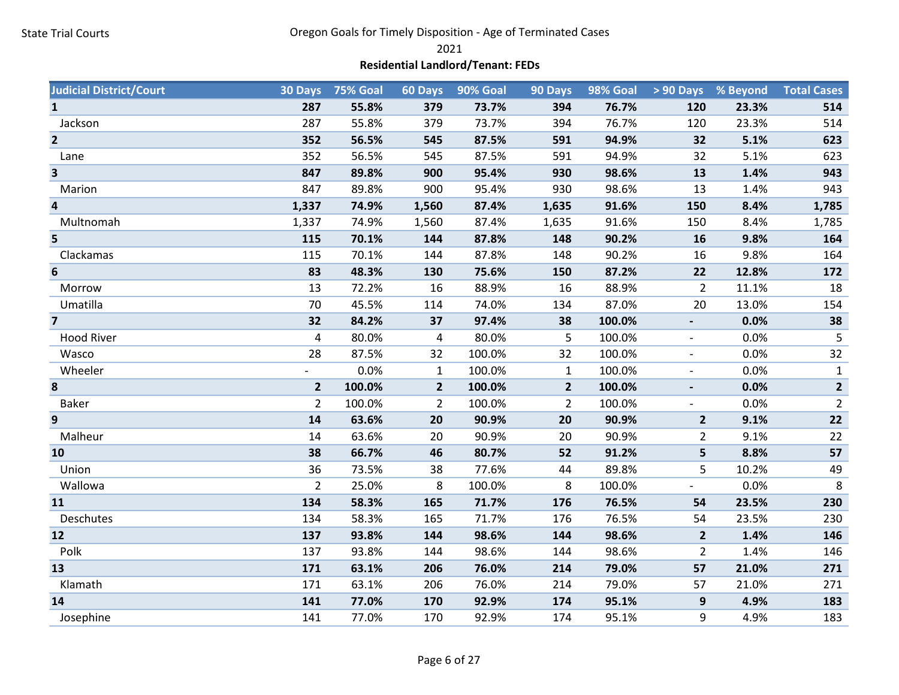State Trial Courts

# Oregon Goals for Timely Disposition - Age of Terminated Cases

2021

**Residential Landlord/Tenant: FEDs**

| Judicial District/Court | 30 Days | 75% Goal | 60 Days | 90% Goal | 90 Days | 98% Goal | > 90 Days | % Beyond | Total Cases |
|---|---|---|---|---|---|---|---|---|---|
| **1** | **287** | **55.8%** | **379** | **73.7%** | **394** | **76.7%** | **120** | **23.3%** | **514** |
| Jackson | 287 | 55.8% | 379 | 73.7% | 394 | 76.7% | 120 | 23.3% | 514 |
| **2** | **352** | **56.5%** | **545** | **87.5%** | **591** | **94.9%** | **32** | **5.1%** | **623** |
| Lane | 352 | 56.5% | 545 | 87.5% | 591 | 94.9% | 32 | 5.1% | 623 |
| **3** | **847** | **89.8%** | **900** | **95.4%** | **930** | **98.6%** | **13** | **1.4%** | **943** |
| Marion | 847 | 89.8% | 900 | 95.4% | 930 | 98.6% | 13 | 1.4% | 943 |
| **4** | **1,337** | **74.9%** | **1,560** | **87.4%** | **1,635** | **91.6%** | **150** | **8.4%** | **1,785** |
| Multnomah | 1,337 | 74.9% | 1,560 | 87.4% | 1,635 | 91.6% | 150 | 8.4% | 1,785 |
| **5** | **115** | **70.1%** | **144** | **87.8%** | **148** | **90.2%** | **16** | **9.8%** | **164** |
| Clackamas | 115 | 70.1% | 144 | 87.8% | 148 | 90.2% | 16 | 9.8% | 164 |
| **6** | **83** | **48.3%** | **130** | **75.6%** | **150** | **87.2%** | **22** | **12.8%** | **172** |
| Morrow | 13 | 72.2% | 16 | 88.9% | 16 | 88.9% | 2 | 11.1% | 18 |
| Umatilla | 70 | 45.5% | 114 | 74.0% | 134 | 87.0% | 20 | 13.0% | 154 |
| **7** | **32** | **84.2%** | **37** | **97.4%** | **38** | **100.0%** | **-** | **0.0%** | **38** |
| Hood River | 4 | 80.0% | 4 | 80.0% | 5 | 100.0% | - | 0.0% | 5 |
| Wasco | 28 | 87.5% | 32 | 100.0% | 32 | 100.0% | - | 0.0% | 32 |
| Wheeler | - | 0.0% | 1 | 100.0% | 1 | 100.0% | - | 0.0% | 1 |
| **8** | **2** | **100.0%** | **2** | **100.0%** | **2** | **100.0%** | **-** | **0.0%** | **2** |
| Baker | 2 | 100.0% | 2 | 100.0% | 2 | 100.0% | - | 0.0% | 2 |
| **9** | **14** | **63.6%** | **20** | **90.9%** | **20** | **90.9%** | **2** | **9.1%** | **22** |
| Malheur | 14 | 63.6% | 20 | 90.9% | 20 | 90.9% | 2 | 9.1% | 22 |
| **10** | **38** | **66.7%** | **46** | **80.7%** | **52** | **91.2%** | **5** | **8.8%** | **57** |
| Union | 36 | 73.5% | 38 | 77.6% | 44 | 89.8% | 5 | 10.2% | 49 |
| Wallowa | 2 | 25.0% | 8 | 100.0% | 8 | 100.0% | - | 0.0% | 8 |
| **11** | **134** | **58.3%** | **165** | **71.7%** | **176** | **76.5%** | **54** | **23.5%** | **230** |
| Deschutes | 134 | 58.3% | 165 | 71.7% | 176 | 76.5% | 54 | 23.5% | 230 |
| **12** | **137** | **93.8%** | **144** | **98.6%** | **144** | **98.6%** | **2** | **1.4%** | **146** |
| Polk | 137 | 93.8% | 144 | 98.6% | 144 | 98.6% | 2 | 1.4% | 146 |
| **13** | **171** | **63.1%** | **206** | **76.0%** | **214** | **79.0%** | **57** | **21.0%** | **271** |
| Klamath | 171 | 63.1% | 206 | 76.0% | 214 | 79.0% | 57 | 21.0% | 271 |
| **14** | **141** | **77.0%** | **170** | **92.9%** | **174** | **95.1%** | **9** | **4.9%** | **183** |
| Josephine | 141 | 77.0% | 170 | 92.9% | 174 | 95.1% | 9 | 4.9% | 183 |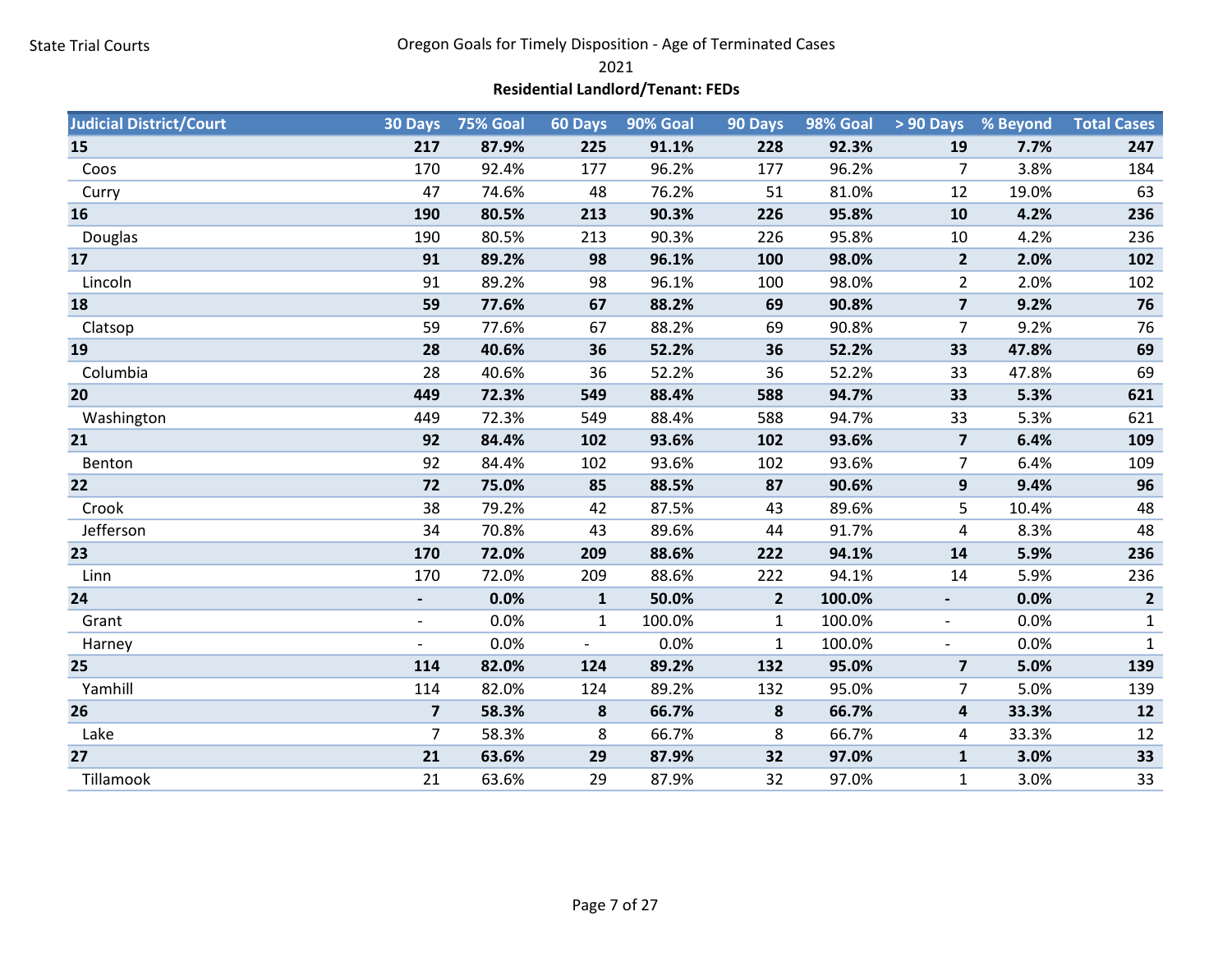State Trial Courts

# Oregon Goals for Timely Disposition - Age of Terminated Cases

2021

**Residential Landlord/Tenant: FEDs**

| Judicial District/Court | 30 Days | 75% Goal | 60 Days | 90% Goal | 90 Days | 98% Goal | > 90 Days | % Beyond | Total Cases |
|---|---|---|---|---|---|---|---|---|---|
| **15** | **217** | **87.9%** | **225** | **91.1%** | **228** | **92.3%** | **19** | **7.7%** | **247** |
| Coos | 170 | 92.4% | 177 | 96.2% | 177 | 96.2% | 7 | 3.8% | 184 |
| Curry | 47 | 74.6% | 48 | 76.2% | 51 | 81.0% | 12 | 19.0% | 63 |
| **16** | **190** | **80.5%** | **213** | **90.3%** | **226** | **95.8%** | **10** | **4.2%** | **236** |
| Douglas | 190 | 80.5% | 213 | 90.3% | 226 | 95.8% | 10 | 4.2% | 236 |
| **17** | **91** | **89.2%** | **98** | **96.1%** | **100** | **98.0%** | **2** | **2.0%** | **102** |
| Lincoln | 91 | 89.2% | 98 | 96.1% | 100 | 98.0% | 2 | 2.0% | 102 |
| **18** | **59** | **77.6%** | **67** | **88.2%** | **69** | **90.8%** | **7** | **9.2%** | **76** |
| Clatsop | 59 | 77.6% | 67 | 88.2% | 69 | 90.8% | 7 | 9.2% | 76 |
| **19** | **28** | **40.6%** | **36** | **52.2%** | **36** | **52.2%** | **33** | **47.8%** | **69** |
| Columbia | 28 | 40.6% | 36 | 52.2% | 36 | 52.2% | 33 | 47.8% | 69 |
| **20** | **449** | **72.3%** | **549** | **88.4%** | **588** | **94.7%** | **33** | **5.3%** | **621** |
| Washington | 449 | 72.3% | 549 | 88.4% | 588 | 94.7% | 33 | 5.3% | 621 |
| **21** | **92** | **84.4%** | **102** | **93.6%** | **102** | **93.6%** | **7** | **6.4%** | **109** |
| Benton | 92 | 84.4% | 102 | 93.6% | 102 | 93.6% | 7 | 6.4% | 109 |
| **22** | **72** | **75.0%** | **85** | **88.5%** | **87** | **90.6%** | **9** | **9.4%** | **96** |
| Crook | 38 | 79.2% | 42 | 87.5% | 43 | 89.6% | 5 | 10.4% | 48 |
| Jefferson | 34 | 70.8% | 43 | 89.6% | 44 | 91.7% | 4 | 8.3% | 48 |
| **23** | **170** | **72.0%** | **209** | **88.6%** | **222** | **94.1%** | **14** | **5.9%** | **236** |
| Linn | 170 | 72.0% | 209 | 88.6% | 222 | 94.1% | 14 | 5.9% | 236 |
| **24** | **-** | **0.0%** | **1** | **50.0%** | **2** | **100.0%** | **-** | **0.0%** | **2** |
| Grant | - | 0.0% | 1 | 100.0% | 1 | 100.0% | - | 0.0% | 1 |
| Harney | - | 0.0% | - | 0.0% | 1 | 100.0% | - | 0.0% | 1 |
| **25** | **114** | **82.0%** | **124** | **89.2%** | **132** | **95.0%** | **7** | **5.0%** | **139** |
| Yamhill | 114 | 82.0% | 124 | 89.2% | 132 | 95.0% | 7 | 5.0% | 139 |
| **26** | **7** | **58.3%** | **8** | **66.7%** | **8** | **66.7%** | **4** | **33.3%** | **12** |
| Lake | 7 | 58.3% | 8 | 66.7% | 8 | 66.7% | 4 | 33.3% | 12 |
| **27** | **21** | **63.6%** | **29** | **87.9%** | **32** | **97.0%** | **1** | **3.0%** | **33** |
| Tillamook | 21 | 63.6% | 29 | 87.9% | 32 | 97.0% | 1 | 3.0% | 33 |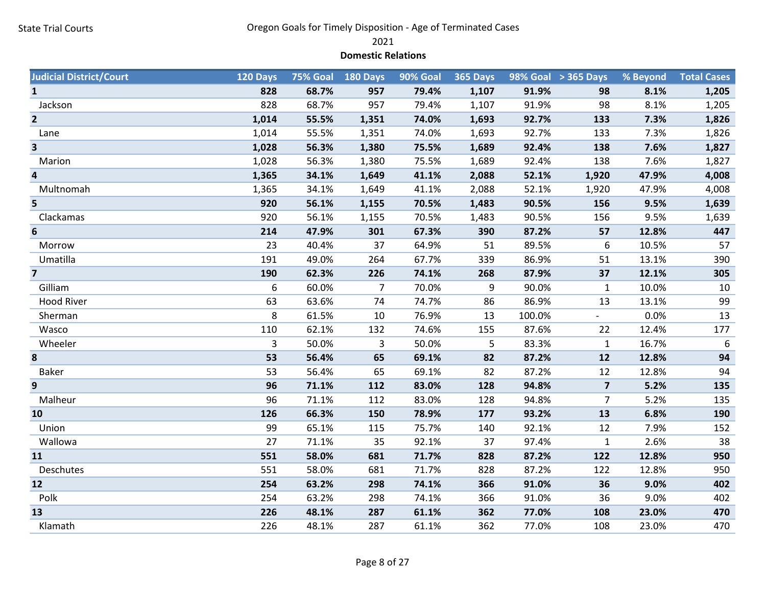State Trial Courts

# Oregon Goals for Timely Disposition - Age of Terminated Cases

2021

**Domestic Relations**

| Judicial District/Court | 120 Days | 75% Goal | 180 Days | 90% Goal | 365 Days | 98% Goal | > 365 Days | % Beyond | Total Cases |
|---|---|---|---|---|---|---|---|---|---|
| **1** | **828** | **68.7%** | **957** | **79.4%** | **1,107** | **91.9%** | **98** | **8.1%** | **1,205** |
| Jackson | 828 | 68.7% | 957 | 79.4% | 1,107 | 91.9% | 98 | 8.1% | 1,205 |
| **2** | **1,014** | **55.5%** | **1,351** | **74.0%** | **1,693** | **92.7%** | **133** | **7.3%** | **1,826** |
| Lane | 1,014 | 55.5% | 1,351 | 74.0% | 1,693 | 92.7% | 133 | 7.3% | 1,826 |
| **3** | **1,028** | **56.3%** | **1,380** | **75.5%** | **1,689** | **92.4%** | **138** | **7.6%** | **1,827** |
| Marion | 1,028 | 56.3% | 1,380 | 75.5% | 1,689 | 92.4% | 138 | 7.6% | 1,827 |
| **4** | **1,365** | **34.1%** | **1,649** | **41.1%** | **2,088** | **52.1%** | **1,920** | **47.9%** | **4,008** |
| Multnomah | 1,365 | 34.1% | 1,649 | 41.1% | 2,088 | 52.1% | 1,920 | 47.9% | 4,008 |
| **5** | **920** | **56.1%** | **1,155** | **70.5%** | **1,483** | **90.5%** | **156** | **9.5%** | **1,639** |
| Clackamas | 920 | 56.1% | 1,155 | 70.5% | 1,483 | 90.5% | 156 | 9.5% | 1,639 |
| **6** | **214** | **47.9%** | **301** | **67.3%** | **390** | **87.2%** | **57** | **12.8%** | **447** |
| Morrow | 23 | 40.4% | 37 | 64.9% | 51 | 89.5% | 6 | 10.5% | 57 |
| Umatilla | 191 | 49.0% | 264 | 67.7% | 339 | 86.9% | 51 | 13.1% | 390 |
| **7** | **190** | **62.3%** | **226** | **74.1%** | **268** | **87.9%** | **37** | **12.1%** | **305** |
| Gilliam | 6 | 60.0% | 7 | 70.0% | 9 | 90.0% | 1 | 10.0% | 10 |
| Hood River | 63 | 63.6% | 74 | 74.7% | 86 | 86.9% | 13 | 13.1% | 99 |
| Sherman | 8 | 61.5% | 10 | 76.9% | 13 | 100.0% | - | 0.0% | 13 |
| Wasco | 110 | 62.1% | 132 | 74.6% | 155 | 87.6% | 22 | 12.4% | 177 |
| Wheeler | 3 | 50.0% | 3 | 50.0% | 5 | 83.3% | 1 | 16.7% | 6 |
| **8** | **53** | **56.4%** | **65** | **69.1%** | **82** | **87.2%** | **12** | **12.8%** | **94** |
| Baker | 53 | 56.4% | 65 | 69.1% | 82 | 87.2% | 12 | 12.8% | 94 |
| **9** | **96** | **71.1%** | **112** | **83.0%** | **128** | **94.8%** | **7** | **5.2%** | **135** |
| Malheur | 96 | 71.1% | 112 | 83.0% | 128 | 94.8% | 7 | 5.2% | 135 |
| **10** | **126** | **66.3%** | **150** | **78.9%** | **177** | **93.2%** | **13** | **6.8%** | **190** |
| Union | 99 | 65.1% | 115 | 75.7% | 140 | 92.1% | 12 | 7.9% | 152 |
| Wallowa | 27 | 71.1% | 35 | 92.1% | 37 | 97.4% | 1 | 2.6% | 38 |
| **11** | **551** | **58.0%** | **681** | **71.7%** | **828** | **87.2%** | **122** | **12.8%** | **950** |
| Deschutes | 551 | 58.0% | 681 | 71.7% | 828 | 87.2% | 122 | 12.8% | 950 |
| **12** | **254** | **63.2%** | **298** | **74.1%** | **366** | **91.0%** | **36** | **9.0%** | **402** |
| Polk | 254 | 63.2% | 298 | 74.1% | 366 | 91.0% | 36 | 9.0% | 402 |
| **13** | **226** | **48.1%** | **287** | **61.1%** | **362** | **77.0%** | **108** | **23.0%** | **470** |
| Klamath | 226 | 48.1% | 287 | 61.1% | 362 | 77.0% | 108 | 23.0% | 470 |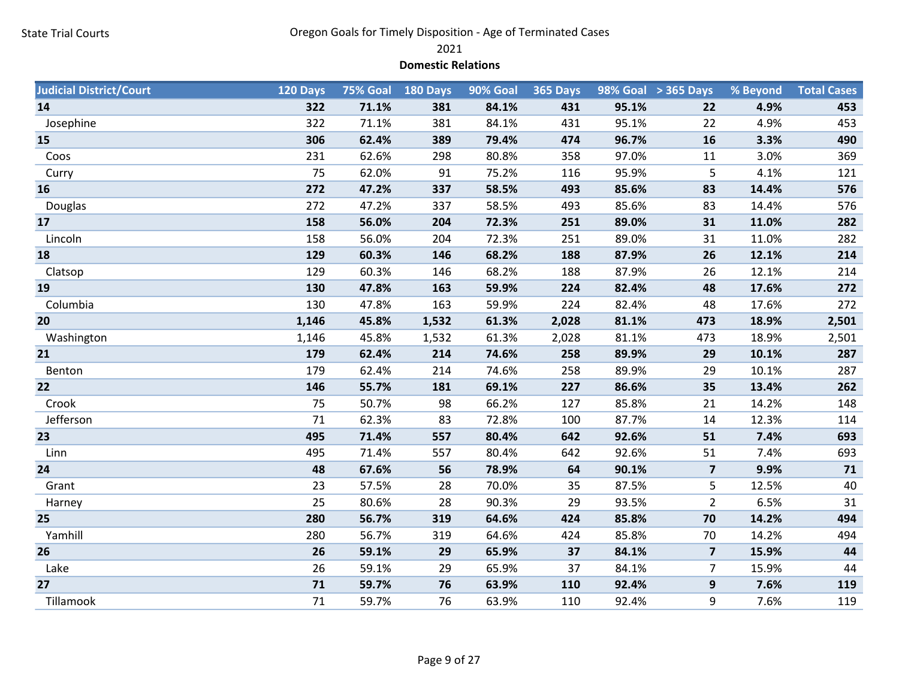State Trial Courts

# Oregon Goals for Timely Disposition - Age of Terminated Cases

## 2021

### Domestic Relations

| Judicial District/Court | 120 Days | 75% Goal | 180 Days | 90% Goal | 365 Days | 98% Goal | > 365 Days | % Beyond | Total Cases |
|---|---|---|---|---|---|---|---|---|---|
| **14** | **322** | **71.1%** | **381** | **84.1%** | **431** | **95.1%** | **22** | **4.9%** | **453** |
| Josephine | 322 | 71.1% | 381 | 84.1% | 431 | 95.1% | 22 | 4.9% | 453 |
| **15** | **306** | **62.4%** | **389** | **79.4%** | **474** | **96.7%** | **16** | **3.3%** | **490** |
| Coos | 231 | 62.6% | 298 | 80.8% | 358 | 97.0% | 11 | 3.0% | 369 |
| Curry | 75 | 62.0% | 91 | 75.2% | 116 | 95.9% | 5 | 4.1% | 121 |
| **16** | **272** | **47.2%** | **337** | **58.5%** | **493** | **85.6%** | **83** | **14.4%** | **576** |
| Douglas | 272 | 47.2% | 337 | 58.5% | 493 | 85.6% | 83 | 14.4% | 576 |
| **17** | **158** | **56.0%** | **204** | **72.3%** | **251** | **89.0%** | **31** | **11.0%** | **282** |
| Lincoln | 158 | 56.0% | 204 | 72.3% | 251 | 89.0% | 31 | 11.0% | 282 |
| **18** | **129** | **60.3%** | **146** | **68.2%** | **188** | **87.9%** | **26** | **12.1%** | **214** |
| Clatsop | 129 | 60.3% | 146 | 68.2% | 188 | 87.9% | 26 | 12.1% | 214 |
| **19** | **130** | **47.8%** | **163** | **59.9%** | **224** | **82.4%** | **48** | **17.6%** | **272** |
| Columbia | 130 | 47.8% | 163 | 59.9% | 224 | 82.4% | 48 | 17.6% | 272 |
| **20** | **1,146** | **45.8%** | **1,532** | **61.3%** | **2,028** | **81.1%** | **473** | **18.9%** | **2,501** |
| Washington | 1,146 | 45.8% | 1,532 | 61.3% | 2,028 | 81.1% | 473 | 18.9% | 2,501 |
| **21** | **179** | **62.4%** | **214** | **74.6%** | **258** | **89.9%** | **29** | **10.1%** | **287** |
| Benton | 179 | 62.4% | 214 | 74.6% | 258 | 89.9% | 29 | 10.1% | 287 |
| **22** | **146** | **55.7%** | **181** | **69.1%** | **227** | **86.6%** | **35** | **13.4%** | **262** |
| Crook | 75 | 50.7% | 98 | 66.2% | 127 | 85.8% | 21 | 14.2% | 148 |
| Jefferson | 71 | 62.3% | 83 | 72.8% | 100 | 87.7% | 14 | 12.3% | 114 |
| **23** | **495** | **71.4%** | **557** | **80.4%** | **642** | **92.6%** | **51** | **7.4%** | **693** |
| Linn | 495 | 71.4% | 557 | 80.4% | 642 | 92.6% | 51 | 7.4% | 693 |
| **24** | **48** | **67.6%** | **56** | **78.9%** | **64** | **90.1%** | **7** | **9.9%** | **71** |
| Grant | 23 | 57.5% | 28 | 70.0% | 35 | 87.5% | 5 | 12.5% | 40 |
| Harney | 25 | 80.6% | 28 | 90.3% | 29 | 93.5% | 2 | 6.5% | 31 |
| **25** | **280** | **56.7%** | **319** | **64.6%** | **424** | **85.8%** | **70** | **14.2%** | **494** |
| Yamhill | 280 | 56.7% | 319 | 64.6% | 424 | 85.8% | 70 | 14.2% | 494 |
| **26** | **26** | **59.1%** | **29** | **65.9%** | **37** | **84.1%** | **7** | **15.9%** | **44** |
| Lake | 26 | 59.1% | 29 | 65.9% | 37 | 84.1% | 7 | 15.9% | 44 |
| **27** | **71** | **59.7%** | **76** | **63.9%** | **110** | **92.4%** | **9** | **7.6%** | **119** |
| Tillamook | 71 | 59.7% | 76 | 63.9% | 110 | 92.4% | 9 | 7.6% | 119 |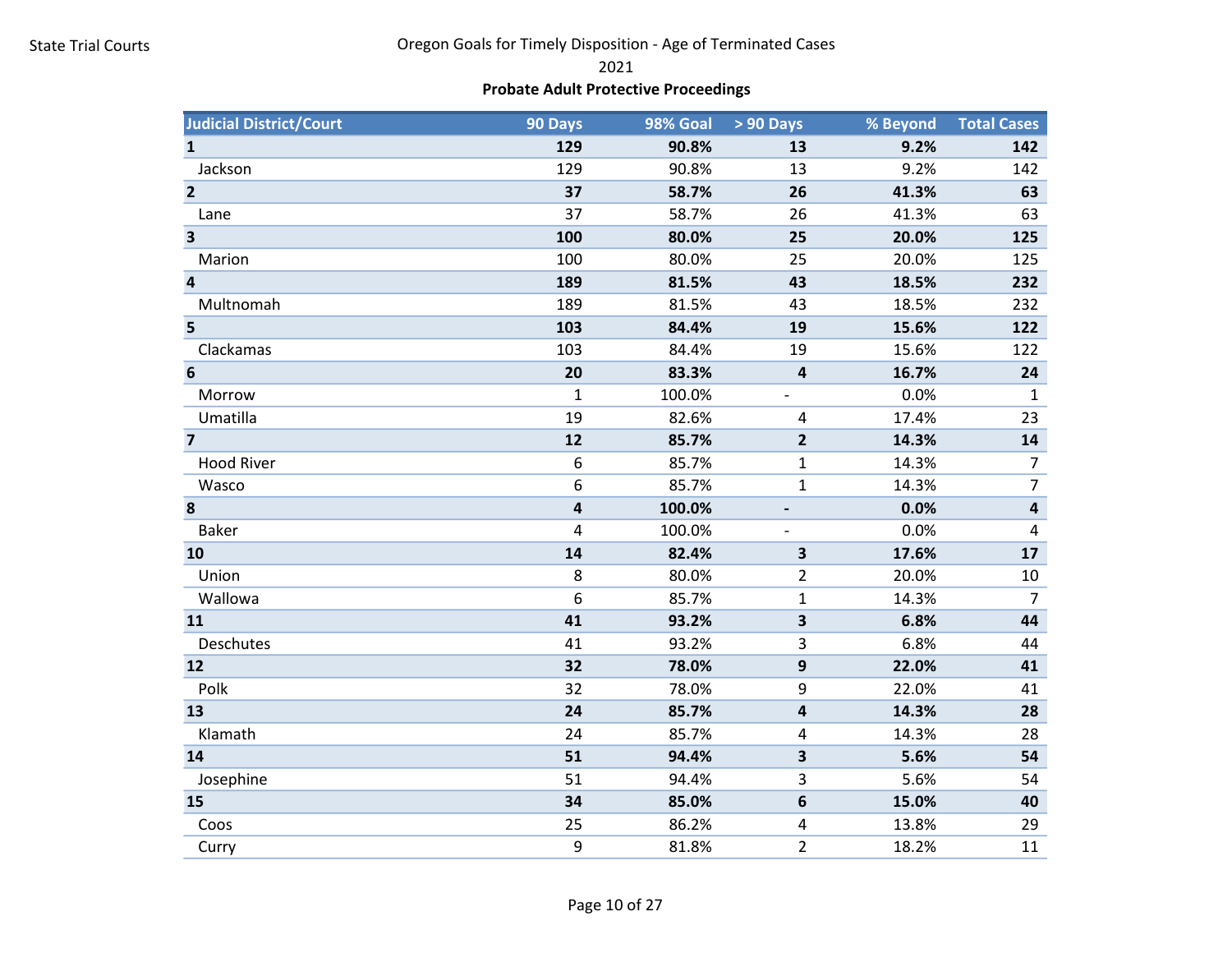State Trial Courts

# Oregon Goals for Timely Disposition - Age of Terminated Cases

2021

**Probate Adult Protective Proceedings**

| Judicial District/Court | 90 Days | 98% Goal | > 90 Days | % Beyond | Total Cases |
|---|---|---|---|---|---|
| **1** | **129** | **90.8%** | **13** | **9.2%** | **142** |
| Jackson | 129 | 90.8% | 13 | 9.2% | 142 |
| **2** | **37** | **58.7%** | **26** | **41.3%** | **63** |
| Lane | 37 | 58.7% | 26 | 41.3% | 63 |
| **3** | **100** | **80.0%** | **25** | **20.0%** | **125** |
| Marion | 100 | 80.0% | 25 | 20.0% | 125 |
| **4** | **189** | **81.5%** | **43** | **18.5%** | **232** |
| Multnomah | 189 | 81.5% | 43 | 18.5% | 232 |
| **5** | **103** | **84.4%** | **19** | **15.6%** | **122** |
| Clackamas | 103 | 84.4% | 19 | 15.6% | 122 |
| **6** | **20** | **83.3%** | **4** | **16.7%** | **24** |
| Morrow | 1 | 100.0% | - | 0.0% | 1 |
| Umatilla | 19 | 82.6% | 4 | 17.4% | 23 |
| **7** | **12** | **85.7%** | **2** | **14.3%** | **14** |
| Hood River | 6 | 85.7% | 1 | 14.3% | 7 |
| Wasco | 6 | 85.7% | 1 | 14.3% | 7 |
| **8** | **4** | **100.0%** | **-** | **0.0%** | **4** |
| Baker | 4 | 100.0% | - | 0.0% | 4 |
| **10** | **14** | **82.4%** | **3** | **17.6%** | **17** |
| Union | 8 | 80.0% | 2 | 20.0% | 10 |
| Wallowa | 6 | 85.7% | 1 | 14.3% | 7 |
| **11** | **41** | **93.2%** | **3** | **6.8%** | **44** |
| Deschutes | 41 | 93.2% | 3 | 6.8% | 44 |
| **12** | **32** | **78.0%** | **9** | **22.0%** | **41** |
| Polk | 32 | 78.0% | 9 | 22.0% | 41 |
| **13** | **24** | **85.7%** | **4** | **14.3%** | **28** |
| Klamath | 24 | 85.7% | 4 | 14.3% | 28 |
| **14** | **51** | **94.4%** | **3** | **5.6%** | **54** |
| Josephine | 51 | 94.4% | 3 | 5.6% | 54 |
| **15** | **34** | **85.0%** | **6** | **15.0%** | **40** |
| Coos | 25 | 86.2% | 4 | 13.8% | 29 |
| Curry | 9 | 81.8% | 2 | 18.2% | 11 |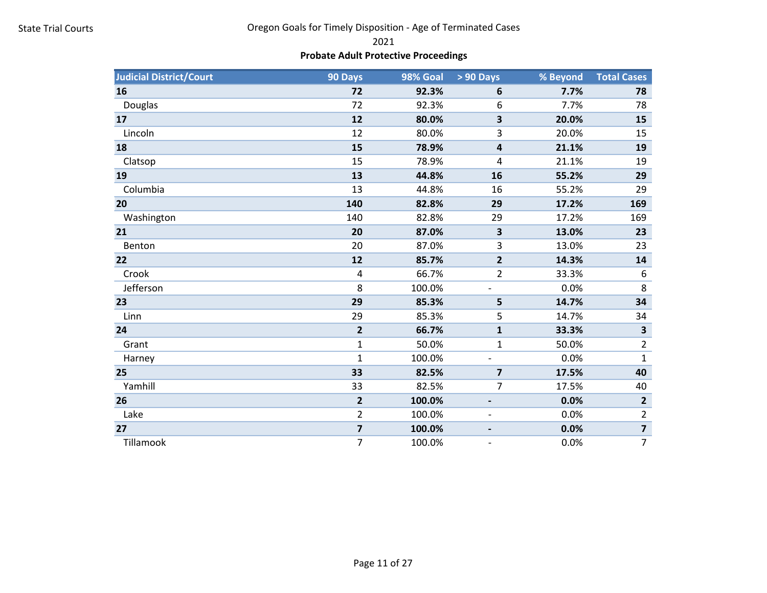State Trial Courts

# Oregon Goals for Timely Disposition - Age of Terminated Cases

2021

**Probate Adult Protective Proceedings**

| Judicial District/Court | 90 Days | 98% Goal | > 90 Days | % Beyond | Total Cases |
|---|---|---|---|---|---|
| **16** | **72** | **92.3%** | **6** | **7.7%** | **78** |
| Douglas | 72 | 92.3% | 6 | 7.7% | 78 |
| **17** | **12** | **80.0%** | **3** | **20.0%** | **15** |
| Lincoln | 12 | 80.0% | 3 | 20.0% | 15 |
| **18** | **15** | **78.9%** | **4** | **21.1%** | **19** |
| Clatsop | 15 | 78.9% | 4 | 21.1% | 19 |
| **19** | **13** | **44.8%** | **16** | **55.2%** | **29** |
| Columbia | 13 | 44.8% | 16 | 55.2% | 29 |
| **20** | **140** | **82.8%** | **29** | **17.2%** | **169** |
| Washington | 140 | 82.8% | 29 | 17.2% | 169 |
| **21** | **20** | **87.0%** | **3** | **13.0%** | **23** |
| Benton | 20 | 87.0% | 3 | 13.0% | 23 |
| **22** | **12** | **85.7%** | **2** | **14.3%** | **14** |
| Crook | 4 | 66.7% | 2 | 33.3% | 6 |
| Jefferson | 8 | 100.0% | - | 0.0% | 8 |
| **23** | **29** | **85.3%** | **5** | **14.7%** | **34** |
| Linn | 29 | 85.3% | 5 | 14.7% | 34 |
| **24** | **2** | **66.7%** | **1** | **33.3%** | **3** |
| Grant | 1 | 50.0% | 1 | 50.0% | 2 |
| Harney | 1 | 100.0% | - | 0.0% | 1 |
| **25** | **33** | **82.5%** | **7** | **17.5%** | **40** |
| Yamhill | 33 | 82.5% | 7 | 17.5% | 40 |
| **26** | **2** | **100.0%** | **-** | **0.0%** | **2** |
| Lake | 2 | 100.0% | - | 0.0% | 2 |
| **27** | **7** | **100.0%** | **-** | **0.0%** | **7** |
| Tillamook | 7 | 100.0% | - | 0.0% | 7 |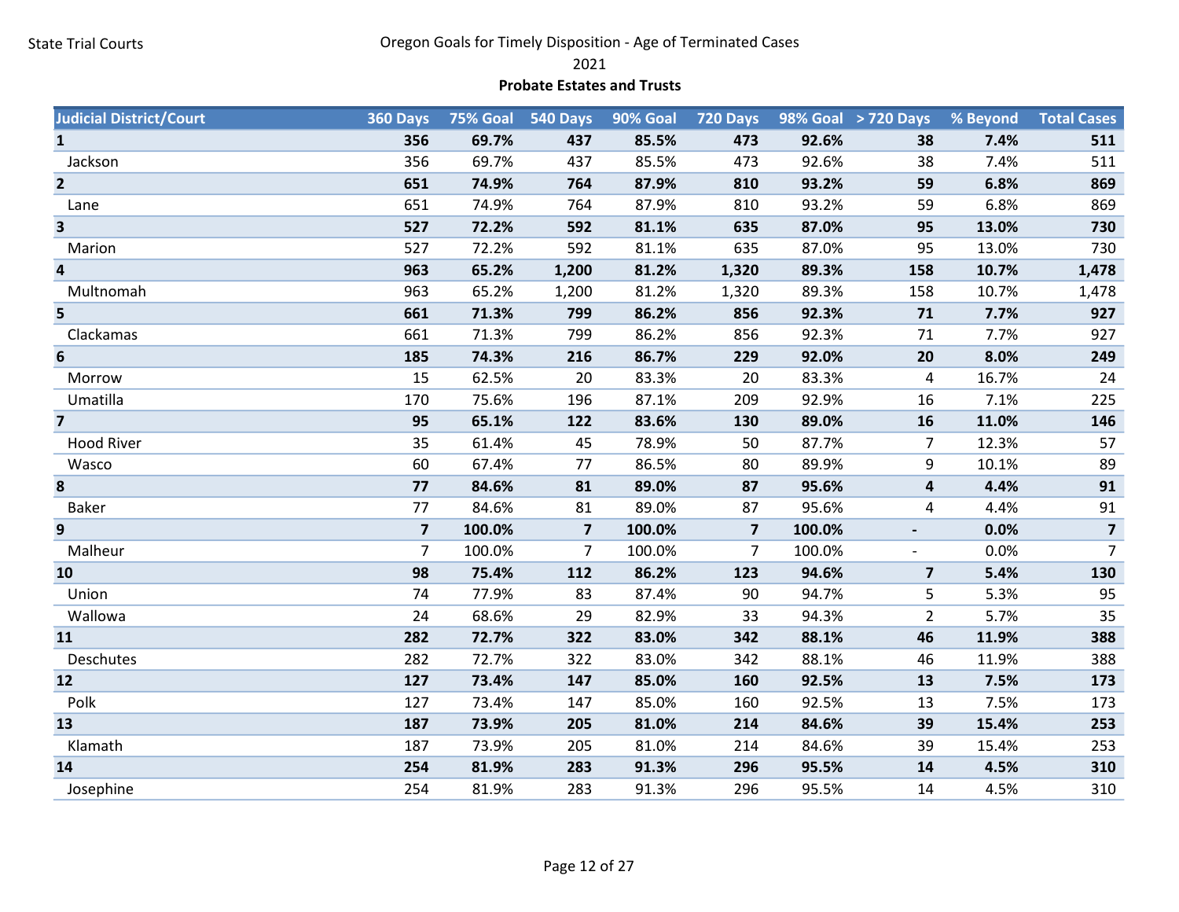State Trial Courts

Oregon Goals for Timely Disposition - Age of Terminated Cases

2021

**Probate Estates and Trusts**

| Judicial District/Court | 360 Days | 75% Goal | 540 Days | 90% Goal | 720 Days | 98% Goal | > 720 Days | % Beyond | Total Cases |
|---|---|---|---|---|---|---|---|---|---|
| **1** | **356** | **69.7%** | **437** | **85.5%** | **473** | **92.6%** | **38** | **7.4%** | **511** |
| Jackson | 356 | 69.7% | 437 | 85.5% | 473 | 92.6% | 38 | 7.4% | 511 |
| **2** | **651** | **74.9%** | **764** | **87.9%** | **810** | **93.2%** | **59** | **6.8%** | **869** |
| Lane | 651 | 74.9% | 764 | 87.9% | 810 | 93.2% | 59 | 6.8% | 869 |
| **3** | **527** | **72.2%** | **592** | **81.1%** | **635** | **87.0%** | **95** | **13.0%** | **730** |
| Marion | 527 | 72.2% | 592 | 81.1% | 635 | 87.0% | 95 | 13.0% | 730 |
| **4** | **963** | **65.2%** | **1,200** | **81.2%** | **1,320** | **89.3%** | **158** | **10.7%** | **1,478** |
| Multnomah | 963 | 65.2% | 1,200 | 81.2% | 1,320 | 89.3% | 158 | 10.7% | 1,478 |
| **5** | **661** | **71.3%** | **799** | **86.2%** | **856** | **92.3%** | **71** | **7.7%** | **927** |
| Clackamas | 661 | 71.3% | 799 | 86.2% | 856 | 92.3% | 71 | 7.7% | 927 |
| **6** | **185** | **74.3%** | **216** | **86.7%** | **229** | **92.0%** | **20** | **8.0%** | **249** |
| Morrow | 15 | 62.5% | 20 | 83.3% | 20 | 83.3% | 4 | 16.7% | 24 |
| Umatilla | 170 | 75.6% | 196 | 87.1% | 209 | 92.9% | 16 | 7.1% | 225 |
| **7** | **95** | **65.1%** | **122** | **83.6%** | **130** | **89.0%** | **16** | **11.0%** | **146** |
| Hood River | 35 | 61.4% | 45 | 78.9% | 50 | 87.7% | 7 | 12.3% | 57 |
| Wasco | 60 | 67.4% | 77 | 86.5% | 80 | 89.9% | 9 | 10.1% | 89 |
| **8** | **77** | **84.6%** | **81** | **89.0%** | **87** | **95.6%** | **4** | **4.4%** | **91** |
| Baker | 77 | 84.6% | 81 | 89.0% | 87 | 95.6% | 4 | 4.4% | 91 |
| **9** | **7** | **100.0%** | **7** | **100.0%** | **7** | **100.0%** | **-** | **0.0%** | **7** |
| Malheur | 7 | 100.0% | 7 | 100.0% | 7 | 100.0% | - | 0.0% | 7 |
| **10** | **98** | **75.4%** | **112** | **86.2%** | **123** | **94.6%** | **7** | **5.4%** | **130** |
| Union | 74 | 77.9% | 83 | 87.4% | 90 | 94.7% | 5 | 5.3% | 95 |
| Wallowa | 24 | 68.6% | 29 | 82.9% | 33 | 94.3% | 2 | 5.7% | 35 |
| **11** | **282** | **72.7%** | **322** | **83.0%** | **342** | **88.1%** | **46** | **11.9%** | **388** |
| Deschutes | 282 | 72.7% | 322 | 83.0% | 342 | 88.1% | 46 | 11.9% | 388 |
| **12** | **127** | **73.4%** | **147** | **85.0%** | **160** | **92.5%** | **13** | **7.5%** | **173** |
| Polk | 127 | 73.4% | 147 | 85.0% | 160 | 92.5% | 13 | 7.5% | 173 |
| **13** | **187** | **73.9%** | **205** | **81.0%** | **214** | **84.6%** | **39** | **15.4%** | **253** |
| Klamath | 187 | 73.9% | 205 | 81.0% | 214 | 84.6% | 39 | 15.4% | 253 |
| **14** | **254** | **81.9%** | **283** | **91.3%** | **296** | **95.5%** | **14** | **4.5%** | **310** |
| Josephine | 254 | 81.9% | 283 | 91.3% | 296 | 95.5% | 14 | 4.5% | 310 |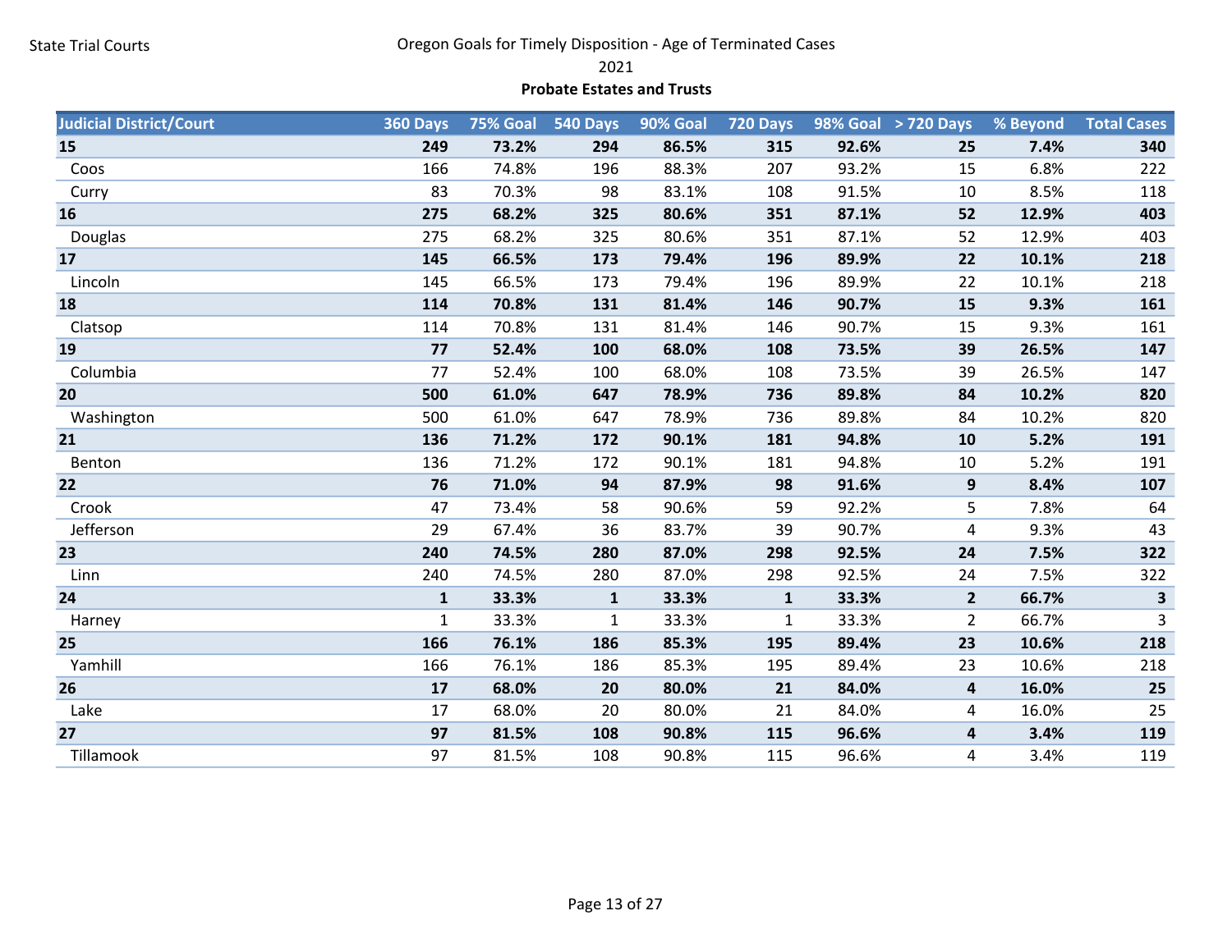State Trial Courts

Oregon Goals for Timely Disposition - Age of Terminated Cases

2021

**Probate Estates and Trusts**

| Judicial District/Court | 360 Days | 75% Goal | 540 Days | 90% Goal | 720 Days | 98% Goal | > 720 Days | % Beyond | Total Cases |
|---|---|---|---|---|---|---|---|---|---|
| **15** | **249** | **73.2%** | **294** | **86.5%** | **315** | **92.6%** | **25** | **7.4%** | **340** |
| Coos | 166 | 74.8% | 196 | 88.3% | 207 | 93.2% | 15 | 6.8% | 222 |
| Curry | 83 | 70.3% | 98 | 83.1% | 108 | 91.5% | 10 | 8.5% | 118 |
| **16** | **275** | **68.2%** | **325** | **80.6%** | **351** | **87.1%** | **52** | **12.9%** | **403** |
| Douglas | 275 | 68.2% | 325 | 80.6% | 351 | 87.1% | 52 | 12.9% | 403 |
| **17** | **145** | **66.5%** | **173** | **79.4%** | **196** | **89.9%** | **22** | **10.1%** | **218** |
| Lincoln | 145 | 66.5% | 173 | 79.4% | 196 | 89.9% | 22 | 10.1% | 218 |
| **18** | **114** | **70.8%** | **131** | **81.4%** | **146** | **90.7%** | **15** | **9.3%** | **161** |
| Clatsop | 114 | 70.8% | 131 | 81.4% | 146 | 90.7% | 15 | 9.3% | 161 |
| **19** | **77** | **52.4%** | **100** | **68.0%** | **108** | **73.5%** | **39** | **26.5%** | **147** |
| Columbia | 77 | 52.4% | 100 | 68.0% | 108 | 73.5% | 39 | 26.5% | 147 |
| **20** | **500** | **61.0%** | **647** | **78.9%** | **736** | **89.8%** | **84** | **10.2%** | **820** |
| Washington | 500 | 61.0% | 647 | 78.9% | 736 | 89.8% | 84 | 10.2% | 820 |
| **21** | **136** | **71.2%** | **172** | **90.1%** | **181** | **94.8%** | **10** | **5.2%** | **191** |
| Benton | 136 | 71.2% | 172 | 90.1% | 181 | 94.8% | 10 | 5.2% | 191 |
| **22** | **76** | **71.0%** | **94** | **87.9%** | **98** | **91.6%** | **9** | **8.4%** | **107** |
| Crook | 47 | 73.4% | 58 | 90.6% | 59 | 92.2% | 5 | 7.8% | 64 |
| Jefferson | 29 | 67.4% | 36 | 83.7% | 39 | 90.7% | 4 | 9.3% | 43 |
| **23** | **240** | **74.5%** | **280** | **87.0%** | **298** | **92.5%** | **24** | **7.5%** | **322** |
| Linn | 240 | 74.5% | 280 | 87.0% | 298 | 92.5% | 24 | 7.5% | 322 |
| **24** | **1** | **33.3%** | **1** | **33.3%** | **1** | **33.3%** | **2** | **66.7%** | **3** |
| Harney | 1 | 33.3% | 1 | 33.3% | 1 | 33.3% | 2 | 66.7% | 3 |
| **25** | **166** | **76.1%** | **186** | **85.3%** | **195** | **89.4%** | **23** | **10.6%** | **218** |
| Yamhill | 166 | 76.1% | 186 | 85.3% | 195 | 89.4% | 23 | 10.6% | 218 |
| **26** | **17** | **68.0%** | **20** | **80.0%** | **21** | **84.0%** | **4** | **16.0%** | **25** |
| Lake | 17 | 68.0% | 20 | 80.0% | 21 | 84.0% | 4 | 16.0% | 25 |
| **27** | **97** | **81.5%** | **108** | **90.8%** | **115** | **96.6%** | **4** | **3.4%** | **119** |
| Tillamook | 97 | 81.5% | 108 | 90.8% | 115 | 96.6% | 4 | 3.4% | 119 |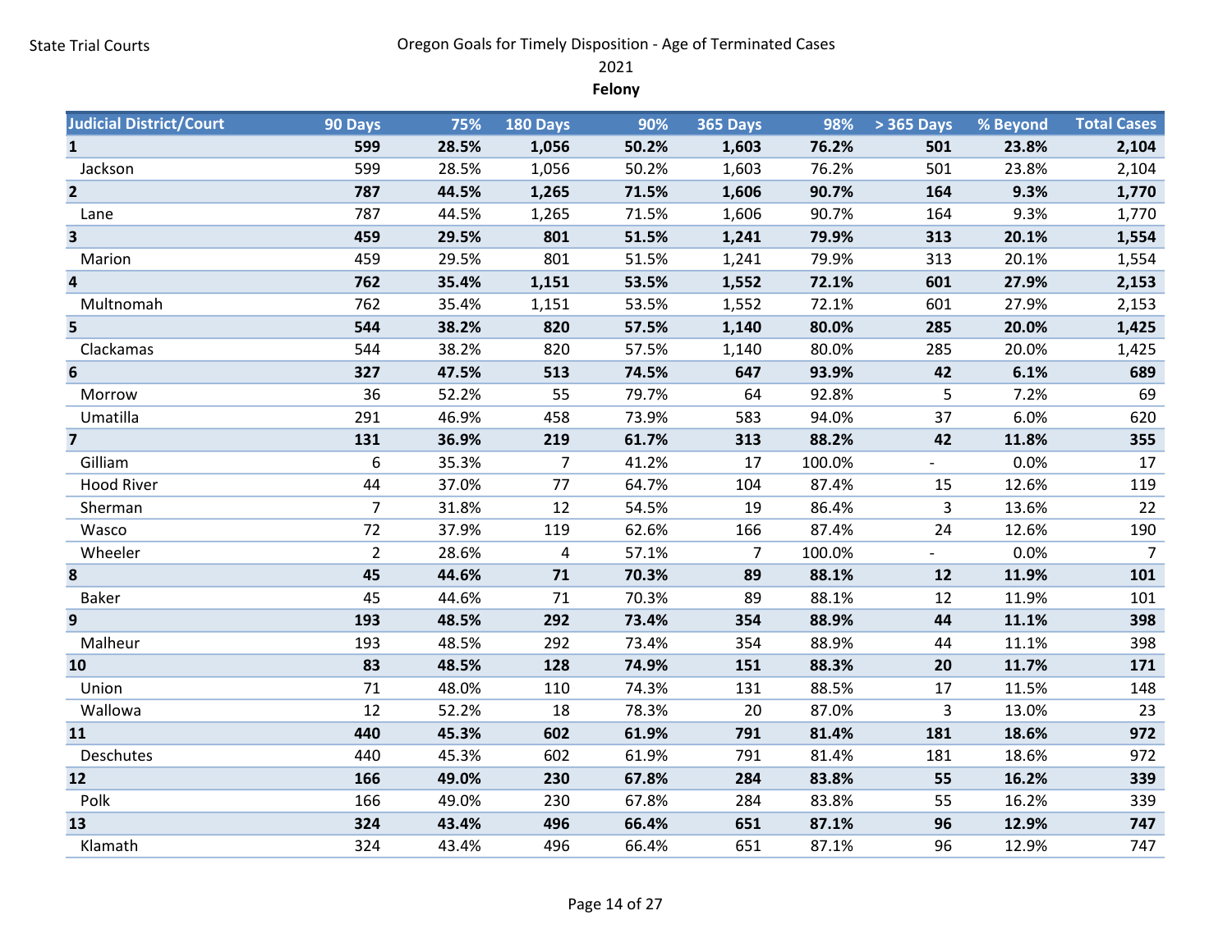State Trial Courts

# Oregon Goals for Timely Disposition - Age of Terminated Cases

2021

**Felony**

| Judicial District/Court | 90 Days | 75% | 180 Days | 90% | 365 Days | 98% | > 365 Days | % Beyond | Total Cases |
|---|---|---|---|---|---|---|---|---|---|
| **1** | **599** | **28.5%** | **1,056** | **50.2%** | **1,603** | **76.2%** | **501** | **23.8%** | **2,104** |
| Jackson | 599 | 28.5% | 1,056 | 50.2% | 1,603 | 76.2% | 501 | 23.8% | 2,104 |
| **2** | **787** | **44.5%** | **1,265** | **71.5%** | **1,606** | **90.7%** | **164** | **9.3%** | **1,770** |
| Lane | 787 | 44.5% | 1,265 | 71.5% | 1,606 | 90.7% | 164 | 9.3% | 1,770 |
| **3** | **459** | **29.5%** | **801** | **51.5%** | **1,241** | **79.9%** | **313** | **20.1%** | **1,554** |
| Marion | 459 | 29.5% | 801 | 51.5% | 1,241 | 79.9% | 313 | 20.1% | 1,554 |
| **4** | **762** | **35.4%** | **1,151** | **53.5%** | **1,552** | **72.1%** | **601** | **27.9%** | **2,153** |
| Multnomah | 762 | 35.4% | 1,151 | 53.5% | 1,552 | 72.1% | 601 | 27.9% | 2,153 |
| **5** | **544** | **38.2%** | **820** | **57.5%** | **1,140** | **80.0%** | **285** | **20.0%** | **1,425** |
| Clackamas | 544 | 38.2% | 820 | 57.5% | 1,140 | 80.0% | 285 | 20.0% | 1,425 |
| **6** | **327** | **47.5%** | **513** | **74.5%** | **647** | **93.9%** | **42** | **6.1%** | **689** |
| Morrow | 36 | 52.2% | 55 | 79.7% | 64 | 92.8% | 5 | 7.2% | 69 |
| Umatilla | 291 | 46.9% | 458 | 73.9% | 583 | 94.0% | 37 | 6.0% | 620 |
| **7** | **131** | **36.9%** | **219** | **61.7%** | **313** | **88.2%** | **42** | **11.8%** | **355** |
| Gilliam | 6 | 35.3% | 7 | 41.2% | 17 | 100.0% | - | 0.0% | 17 |
| Hood River | 44 | 37.0% | 77 | 64.7% | 104 | 87.4% | 15 | 12.6% | 119 |
| Sherman | 7 | 31.8% | 12 | 54.5% | 19 | 86.4% | 3 | 13.6% | 22 |
| Wasco | 72 | 37.9% | 119 | 62.6% | 166 | 87.4% | 24 | 12.6% | 190 |
| Wheeler | 2 | 28.6% | 4 | 57.1% | 7 | 100.0% | - | 0.0% | 7 |
| **8** | **45** | **44.6%** | **71** | **70.3%** | **89** | **88.1%** | **12** | **11.9%** | **101** |
| Baker | 45 | 44.6% | 71 | 70.3% | 89 | 88.1% | 12 | 11.9% | 101 |
| **9** | **193** | **48.5%** | **292** | **73.4%** | **354** | **88.9%** | **44** | **11.1%** | **398** |
| Malheur | 193 | 48.5% | 292 | 73.4% | 354 | 88.9% | 44 | 11.1% | 398 |
| **10** | **83** | **48.5%** | **128** | **74.9%** | **151** | **88.3%** | **20** | **11.7%** | **171** |
| Union | 71 | 48.0% | 110 | 74.3% | 131 | 88.5% | 17 | 11.5% | 148 |
| Wallowa | 12 | 52.2% | 18 | 78.3% | 20 | 87.0% | 3 | 13.0% | 23 |
| **11** | **440** | **45.3%** | **602** | **61.9%** | **791** | **81.4%** | **181** | **18.6%** | **972** |
| Deschutes | 440 | 45.3% | 602 | 61.9% | 791 | 81.4% | 181 | 18.6% | 972 |
| **12** | **166** | **49.0%** | **230** | **67.8%** | **284** | **83.8%** | **55** | **16.2%** | **339** |
| Polk | 166 | 49.0% | 230 | 67.8% | 284 | 83.8% | 55 | 16.2% | 339 |
| **13** | **324** | **43.4%** | **496** | **66.4%** | **651** | **87.1%** | **96** | **12.9%** | **747** |
| Klamath | 324 | 43.4% | 496 | 66.4% | 651 | 87.1% | 96 | 12.9% | 747 |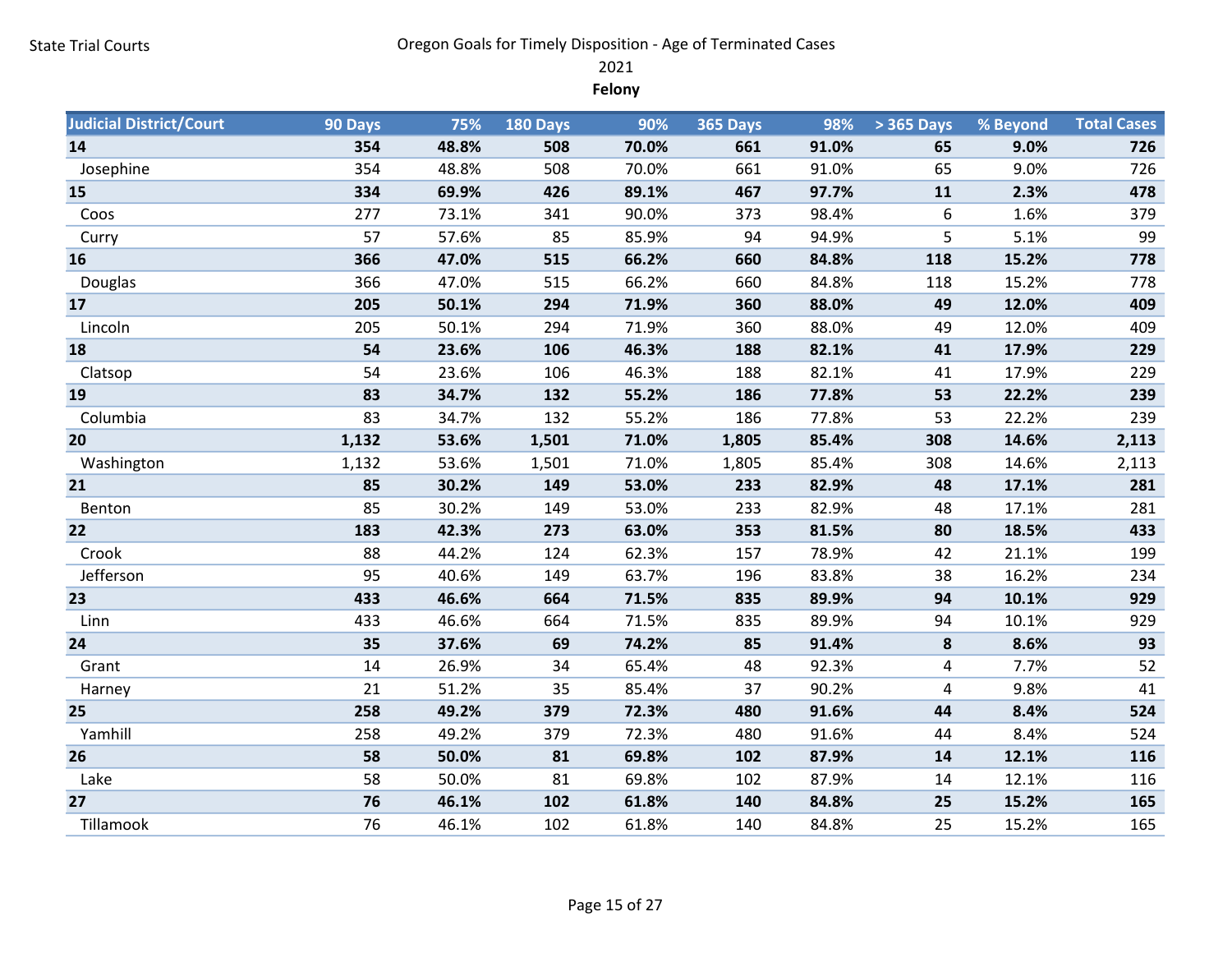State Trial Courts

# Oregon Goals for Timely Disposition - Age of Terminated Cases

2021

**Felony**

| Judicial District/Court | 90 Days | 75% | 180 Days | 90% | 365 Days | 98% | > 365 Days | % Beyond | Total Cases |
|---|---|---|---|---|---|---|---|---|---|
| **14** | **354** | **48.8%** | **508** | **70.0%** | **661** | **91.0%** | **65** | **9.0%** | **726** |
| Josephine | 354 | 48.8% | 508 | 70.0% | 661 | 91.0% | 65 | 9.0% | 726 |
| **15** | **334** | **69.9%** | **426** | **89.1%** | **467** | **97.7%** | **11** | **2.3%** | **478** |
| Coos | 277 | 73.1% | 341 | 90.0% | 373 | 98.4% | 6 | 1.6% | 379 |
| Curry | 57 | 57.6% | 85 | 85.9% | 94 | 94.9% | 5 | 5.1% | 99 |
| **16** | **366** | **47.0%** | **515** | **66.2%** | **660** | **84.8%** | **118** | **15.2%** | **778** |
| Douglas | 366 | 47.0% | 515 | 66.2% | 660 | 84.8% | 118 | 15.2% | 778 |
| **17** | **205** | **50.1%** | **294** | **71.9%** | **360** | **88.0%** | **49** | **12.0%** | **409** |
| Lincoln | 205 | 50.1% | 294 | 71.9% | 360 | 88.0% | 49 | 12.0% | 409 |
| **18** | **54** | **23.6%** | **106** | **46.3%** | **188** | **82.1%** | **41** | **17.9%** | **229** |
| Clatsop | 54 | 23.6% | 106 | 46.3% | 188 | 82.1% | 41 | 17.9% | 229 |
| **19** | **83** | **34.7%** | **132** | **55.2%** | **186** | **77.8%** | **53** | **22.2%** | **239** |
| Columbia | 83 | 34.7% | 132 | 55.2% | 186 | 77.8% | 53 | 22.2% | 239 |
| **20** | **1,132** | **53.6%** | **1,501** | **71.0%** | **1,805** | **85.4%** | **308** | **14.6%** | **2,113** |
| Washington | 1,132 | 53.6% | 1,501 | 71.0% | 1,805 | 85.4% | 308 | 14.6% | 2,113 |
| **21** | **85** | **30.2%** | **149** | **53.0%** | **233** | **82.9%** | **48** | **17.1%** | **281** |
| Benton | 85 | 30.2% | 149 | 53.0% | 233 | 82.9% | 48 | 17.1% | 281 |
| **22** | **183** | **42.3%** | **273** | **63.0%** | **353** | **81.5%** | **80** | **18.5%** | **433** |
| Crook | 88 | 44.2% | 124 | 62.3% | 157 | 78.9% | 42 | 21.1% | 199 |
| Jefferson | 95 | 40.6% | 149 | 63.7% | 196 | 83.8% | 38 | 16.2% | 234 |
| **23** | **433** | **46.6%** | **664** | **71.5%** | **835** | **89.9%** | **94** | **10.1%** | **929** |
| Linn | 433 | 46.6% | 664 | 71.5% | 835 | 89.9% | 94 | 10.1% | 929 |
| **24** | **35** | **37.6%** | **69** | **74.2%** | **85** | **91.4%** | **8** | **8.6%** | **93** |
| Grant | 14 | 26.9% | 34 | 65.4% | 48 | 92.3% | 4 | 7.7% | 52 |
| Harney | 21 | 51.2% | 35 | 85.4% | 37 | 90.2% | 4 | 9.8% | 41 |
| **25** | **258** | **49.2%** | **379** | **72.3%** | **480** | **91.6%** | **44** | **8.4%** | **524** |
| Yamhill | 258 | 49.2% | 379 | 72.3% | 480 | 91.6% | 44 | 8.4% | 524 |
| **26** | **58** | **50.0%** | **81** | **69.8%** | **102** | **87.9%** | **14** | **12.1%** | **116** |
| Lake | 58 | 50.0% | 81 | 69.8% | 102 | 87.9% | 14 | 12.1% | 116 |
| **27** | **76** | **46.1%** | **102** | **61.8%** | **140** | **84.8%** | **25** | **15.2%** | **165** |
| Tillamook | 76 | 46.1% | 102 | 61.8% | 140 | 84.8% | 25 | 15.2% | 165 |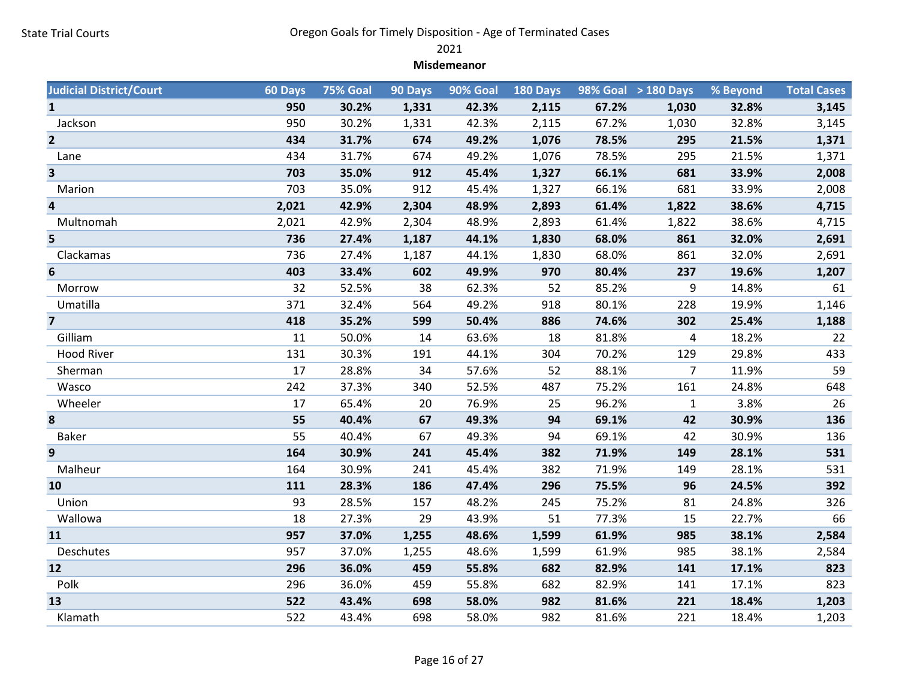State Trial Courts

# Oregon Goals for Timely Disposition - Age of Terminated Cases

## 2021

### Misdemeanor

| Judicial District/Court | 60 Days | 75% Goal | 90 Days | 90% Goal | 180 Days | 98% Goal | > 180 Days | % Beyond | Total Cases |
|---|---|---|---|---|---|---|---|---|---|
| **1** | **950** | **30.2%** | **1,331** | **42.3%** | **2,115** | **67.2%** | **1,030** | **32.8%** | **3,145** |
| Jackson | 950 | 30.2% | 1,331 | 42.3% | 2,115 | 67.2% | 1,030 | 32.8% | 3,145 |
| **2** | **434** | **31.7%** | **674** | **49.2%** | **1,076** | **78.5%** | **295** | **21.5%** | **1,371** |
| Lane | 434 | 31.7% | 674 | 49.2% | 1,076 | 78.5% | 295 | 21.5% | 1,371 |
| **3** | **703** | **35.0%** | **912** | **45.4%** | **1,327** | **66.1%** | **681** | **33.9%** | **2,008** |
| Marion | 703 | 35.0% | 912 | 45.4% | 1,327 | 66.1% | 681 | 33.9% | 2,008 |
| **4** | **2,021** | **42.9%** | **2,304** | **48.9%** | **2,893** | **61.4%** | **1,822** | **38.6%** | **4,715** |
| Multnomah | 2,021 | 42.9% | 2,304 | 48.9% | 2,893 | 61.4% | 1,822 | 38.6% | 4,715 |
| **5** | **736** | **27.4%** | **1,187** | **44.1%** | **1,830** | **68.0%** | **861** | **32.0%** | **2,691** |
| Clackamas | 736 | 27.4% | 1,187 | 44.1% | 1,830 | 68.0% | 861 | 32.0% | 2,691 |
| **6** | **403** | **33.4%** | **602** | **49.9%** | **970** | **80.4%** | **237** | **19.6%** | **1,207** |
| Morrow | 32 | 52.5% | 38 | 62.3% | 52 | 85.2% | 9 | 14.8% | 61 |
| Umatilla | 371 | 32.4% | 564 | 49.2% | 918 | 80.1% | 228 | 19.9% | 1,146 |
| **7** | **418** | **35.2%** | **599** | **50.4%** | **886** | **74.6%** | **302** | **25.4%** | **1,188** |
| Gilliam | 11 | 50.0% | 14 | 63.6% | 18 | 81.8% | 4 | 18.2% | 22 |
| Hood River | 131 | 30.3% | 191 | 44.1% | 304 | 70.2% | 129 | 29.8% | 433 |
| Sherman | 17 | 28.8% | 34 | 57.6% | 52 | 88.1% | 7 | 11.9% | 59 |
| Wasco | 242 | 37.3% | 340 | 52.5% | 487 | 75.2% | 161 | 24.8% | 648 |
| Wheeler | 17 | 65.4% | 20 | 76.9% | 25 | 96.2% | 1 | 3.8% | 26 |
| **8** | **55** | **40.4%** | **67** | **49.3%** | **94** | **69.1%** | **42** | **30.9%** | **136** |
| Baker | 55 | 40.4% | 67 | 49.3% | 94 | 69.1% | 42 | 30.9% | 136 |
| **9** | **164** | **30.9%** | **241** | **45.4%** | **382** | **71.9%** | **149** | **28.1%** | **531** |
| Malheur | 164 | 30.9% | 241 | 45.4% | 382 | 71.9% | 149 | 28.1% | 531 |
| **10** | **111** | **28.3%** | **186** | **47.4%** | **296** | **75.5%** | **96** | **24.5%** | **392** |
| Union | 93 | 28.5% | 157 | 48.2% | 245 | 75.2% | 81 | 24.8% | 326 |
| Wallowa | 18 | 27.3% | 29 | 43.9% | 51 | 77.3% | 15 | 22.7% | 66 |
| **11** | **957** | **37.0%** | **1,255** | **48.6%** | **1,599** | **61.9%** | **985** | **38.1%** | **2,584** |
| Deschutes | 957 | 37.0% | 1,255 | 48.6% | 1,599 | 61.9% | 985 | 38.1% | 2,584 |
| **12** | **296** | **36.0%** | **459** | **55.8%** | **682** | **82.9%** | **141** | **17.1%** | **823** |
| Polk | 296 | 36.0% | 459 | 55.8% | 682 | 82.9% | 141 | 17.1% | 823 |
| **13** | **522** | **43.4%** | **698** | **58.0%** | **982** | **81.6%** | **221** | **18.4%** | **1,203** |
| Klamath | 522 | 43.4% | 698 | 58.0% | 982 | 81.6% | 221 | 18.4% | 1,203 |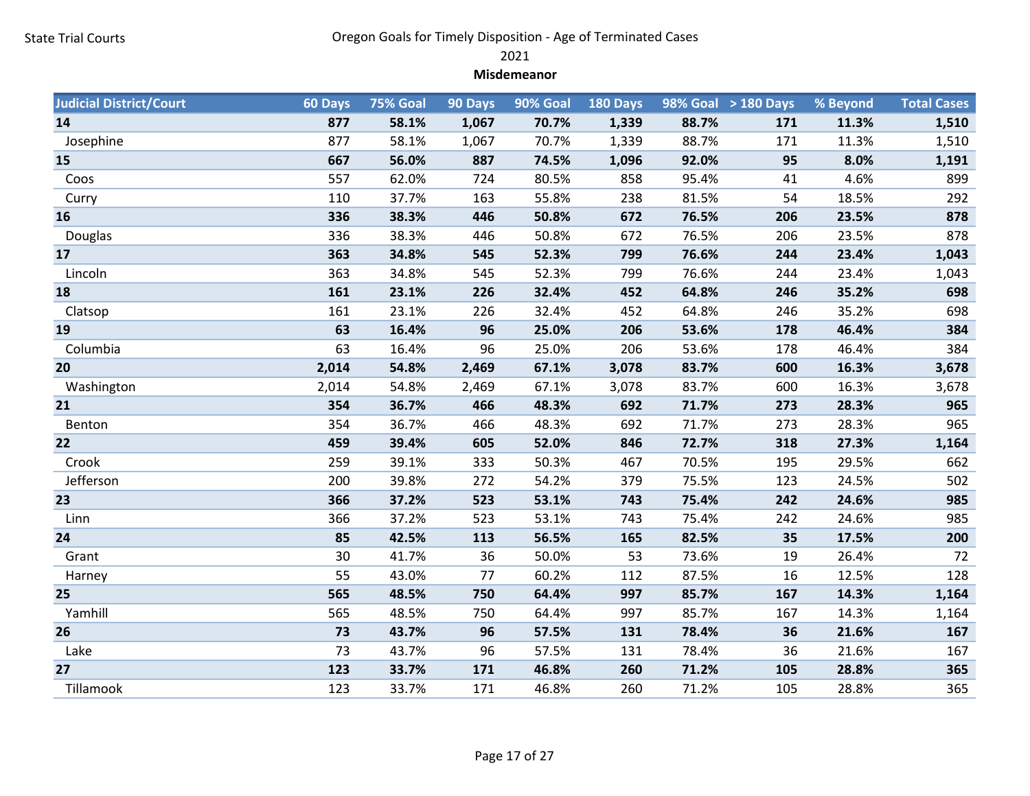State Trial Courts

# Oregon Goals for Timely Disposition - Age of Terminated Cases

2021

**Misdemeanor**

| Judicial District/Court | 60 Days | 75% Goal | 90 Days | 90% Goal | 180 Days | 98% Goal | > 180 Days | % Beyond | Total Cases |
|---|---|---|---|---|---|---|---|---|---|
| **14** | **877** | **58.1%** | **1,067** | **70.7%** | **1,339** | **88.7%** | **171** | **11.3%** | **1,510** |
| Josephine | 877 | 58.1% | 1,067 | 70.7% | 1,339 | 88.7% | 171 | 11.3% | 1,510 |
| **15** | **667** | **56.0%** | **887** | **74.5%** | **1,096** | **92.0%** | **95** | **8.0%** | **1,191** |
| Coos | 557 | 62.0% | 724 | 80.5% | 858 | 95.4% | 41 | 4.6% | 899 |
| Curry | 110 | 37.7% | 163 | 55.8% | 238 | 81.5% | 54 | 18.5% | 292 |
| **16** | **336** | **38.3%** | **446** | **50.8%** | **672** | **76.5%** | **206** | **23.5%** | **878** |
| Douglas | 336 | 38.3% | 446 | 50.8% | 672 | 76.5% | 206 | 23.5% | 878 |
| **17** | **363** | **34.8%** | **545** | **52.3%** | **799** | **76.6%** | **244** | **23.4%** | **1,043** |
| Lincoln | 363 | 34.8% | 545 | 52.3% | 799 | 76.6% | 244 | 23.4% | 1,043 |
| **18** | **161** | **23.1%** | **226** | **32.4%** | **452** | **64.8%** | **246** | **35.2%** | **698** |
| Clatsop | 161 | 23.1% | 226 | 32.4% | 452 | 64.8% | 246 | 35.2% | 698 |
| **19** | **63** | **16.4%** | **96** | **25.0%** | **206** | **53.6%** | **178** | **46.4%** | **384** |
| Columbia | 63 | 16.4% | 96 | 25.0% | 206 | 53.6% | 178 | 46.4% | 384 |
| **20** | **2,014** | **54.8%** | **2,469** | **67.1%** | **3,078** | **83.7%** | **600** | **16.3%** | **3,678** |
| Washington | 2,014 | 54.8% | 2,469 | 67.1% | 3,078 | 83.7% | 600 | 16.3% | 3,678 |
| **21** | **354** | **36.7%** | **466** | **48.3%** | **692** | **71.7%** | **273** | **28.3%** | **965** |
| Benton | 354 | 36.7% | 466 | 48.3% | 692 | 71.7% | 273 | 28.3% | 965 |
| **22** | **459** | **39.4%** | **605** | **52.0%** | **846** | **72.7%** | **318** | **27.3%** | **1,164** |
| Crook | 259 | 39.1% | 333 | 50.3% | 467 | 70.5% | 195 | 29.5% | 662 |
| Jefferson | 200 | 39.8% | 272 | 54.2% | 379 | 75.5% | 123 | 24.5% | 502 |
| **23** | **366** | **37.2%** | **523** | **53.1%** | **743** | **75.4%** | **242** | **24.6%** | **985** |
| Linn | 366 | 37.2% | 523 | 53.1% | 743 | 75.4% | 242 | 24.6% | 985 |
| **24** | **85** | **42.5%** | **113** | **56.5%** | **165** | **82.5%** | **35** | **17.5%** | **200** |
| Grant | 30 | 41.7% | 36 | 50.0% | 53 | 73.6% | 19 | 26.4% | 72 |
| Harney | 55 | 43.0% | 77 | 60.2% | 112 | 87.5% | 16 | 12.5% | 128 |
| **25** | **565** | **48.5%** | **750** | **64.4%** | **997** | **85.7%** | **167** | **14.3%** | **1,164** |
| Yamhill | 565 | 48.5% | 750 | 64.4% | 997 | 85.7% | 167 | 14.3% | 1,164 |
| **26** | **73** | **43.7%** | **96** | **57.5%** | **131** | **78.4%** | **36** | **21.6%** | **167** |
| Lake | 73 | 43.7% | 96 | 57.5% | 131 | 78.4% | 36 | 21.6% | 167 |
| **27** | **123** | **33.7%** | **171** | **46.8%** | **260** | **71.2%** | **105** | **28.8%** | **365** |
| Tillamook | 123 | 33.7% | 171 | 46.8% | 260 | 71.2% | 105 | 28.8% | 365 |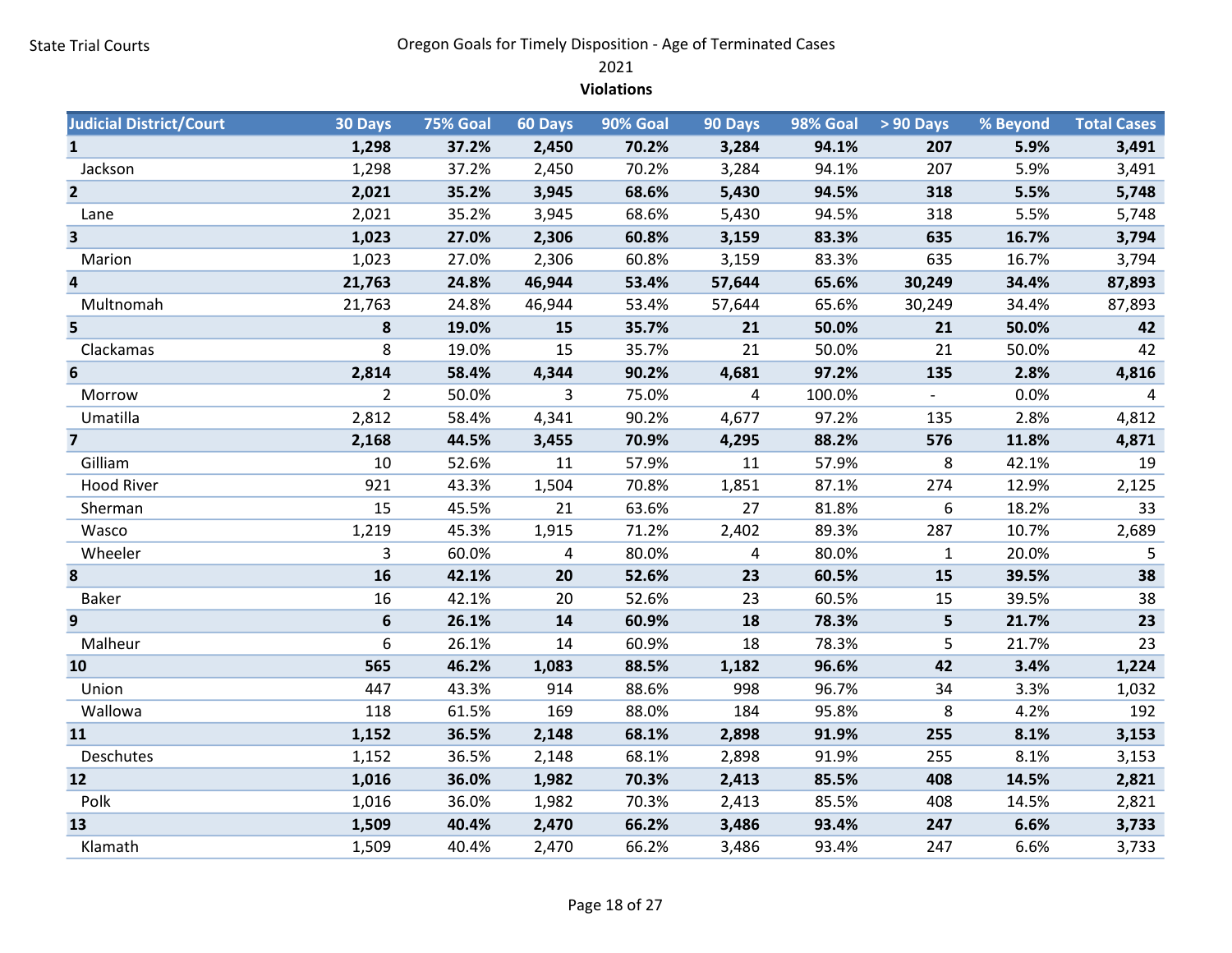State Trial Courts

# Oregon Goals for Timely Disposition - Age of Terminated Cases

2021

**Violations**

| Judicial District/Court | 30 Days | 75% Goal | 60 Days | 90% Goal | 90 Days | 98% Goal | > 90 Days | % Beyond | Total Cases |
|---|---|---|---|---|---|---|---|---|---|
| **1** | **1,298** | **37.2%** | **2,450** | **70.2%** | **3,284** | **94.1%** | **207** | **5.9%** | **3,491** |
| Jackson | 1,298 | 37.2% | 2,450 | 70.2% | 3,284 | 94.1% | 207 | 5.9% | 3,491 |
| **2** | **2,021** | **35.2%** | **3,945** | **68.6%** | **5,430** | **94.5%** | **318** | **5.5%** | **5,748** |
| Lane | 2,021 | 35.2% | 3,945 | 68.6% | 5,430 | 94.5% | 318 | 5.5% | 5,748 |
| **3** | **1,023** | **27.0%** | **2,306** | **60.8%** | **3,159** | **83.3%** | **635** | **16.7%** | **3,794** |
| Marion | 1,023 | 27.0% | 2,306 | 60.8% | 3,159 | 83.3% | 635 | 16.7% | 3,794 |
| **4** | **21,763** | **24.8%** | **46,944** | **53.4%** | **57,644** | **65.6%** | **30,249** | **34.4%** | **87,893** |
| Multnomah | 21,763 | 24.8% | 46,944 | 53.4% | 57,644 | 65.6% | 30,249 | 34.4% | 87,893 |
| **5** | **8** | **19.0%** | **15** | **35.7%** | **21** | **50.0%** | **21** | **50.0%** | **42** |
| Clackamas | 8 | 19.0% | 15 | 35.7% | 21 | 50.0% | 21 | 50.0% | 42 |
| **6** | **2,814** | **58.4%** | **4,344** | **90.2%** | **4,681** | **97.2%** | **135** | **2.8%** | **4,816** |
| Morrow | 2 | 50.0% | 3 | 75.0% | 4 | 100.0% | - | 0.0% | 4 |
| Umatilla | 2,812 | 58.4% | 4,341 | 90.2% | 4,677 | 97.2% | 135 | 2.8% | 4,812 |
| **7** | **2,168** | **44.5%** | **3,455** | **70.9%** | **4,295** | **88.2%** | **576** | **11.8%** | **4,871** |
| Gilliam | 10 | 52.6% | 11 | 57.9% | 11 | 57.9% | 8 | 42.1% | 19 |
| Hood River | 921 | 43.3% | 1,504 | 70.8% | 1,851 | 87.1% | 274 | 12.9% | 2,125 |
| Sherman | 15 | 45.5% | 21 | 63.6% | 27 | 81.8% | 6 | 18.2% | 33 |
| Wasco | 1,219 | 45.3% | 1,915 | 71.2% | 2,402 | 89.3% | 287 | 10.7% | 2,689 |
| Wheeler | 3 | 60.0% | 4 | 80.0% | 4 | 80.0% | 1 | 20.0% | 5 |
| **8** | **16** | **42.1%** | **20** | **52.6%** | **23** | **60.5%** | **15** | **39.5%** | **38** |
| Baker | 16 | 42.1% | 20 | 52.6% | 23 | 60.5% | 15 | 39.5% | 38 |
| **9** | **6** | **26.1%** | **14** | **60.9%** | **18** | **78.3%** | **5** | **21.7%** | **23** |
| Malheur | 6 | 26.1% | 14 | 60.9% | 18 | 78.3% | 5 | 21.7% | 23 |
| **10** | **565** | **46.2%** | **1,083** | **88.5%** | **1,182** | **96.6%** | **42** | **3.4%** | **1,224** |
| Union | 447 | 43.3% | 914 | 88.6% | 998 | 96.7% | 34 | 3.3% | 1,032 |
| Wallowa | 118 | 61.5% | 169 | 88.0% | 184 | 95.8% | 8 | 4.2% | 192 |
| **11** | **1,152** | **36.5%** | **2,148** | **68.1%** | **2,898** | **91.9%** | **255** | **8.1%** | **3,153** |
| Deschutes | 1,152 | 36.5% | 2,148 | 68.1% | 2,898 | 91.9% | 255 | 8.1% | 3,153 |
| **12** | **1,016** | **36.0%** | **1,982** | **70.3%** | **2,413** | **85.5%** | **408** | **14.5%** | **2,821** |
| Polk | 1,016 | 36.0% | 1,982 | 70.3% | 2,413 | 85.5% | 408 | 14.5% | 2,821 |
| **13** | **1,509** | **40.4%** | **2,470** | **66.2%** | **3,486** | **93.4%** | **247** | **6.6%** | **3,733** |
| Klamath | 1,509 | 40.4% | 2,470 | 66.2% | 3,486 | 93.4% | 247 | 6.6% | 3,733 |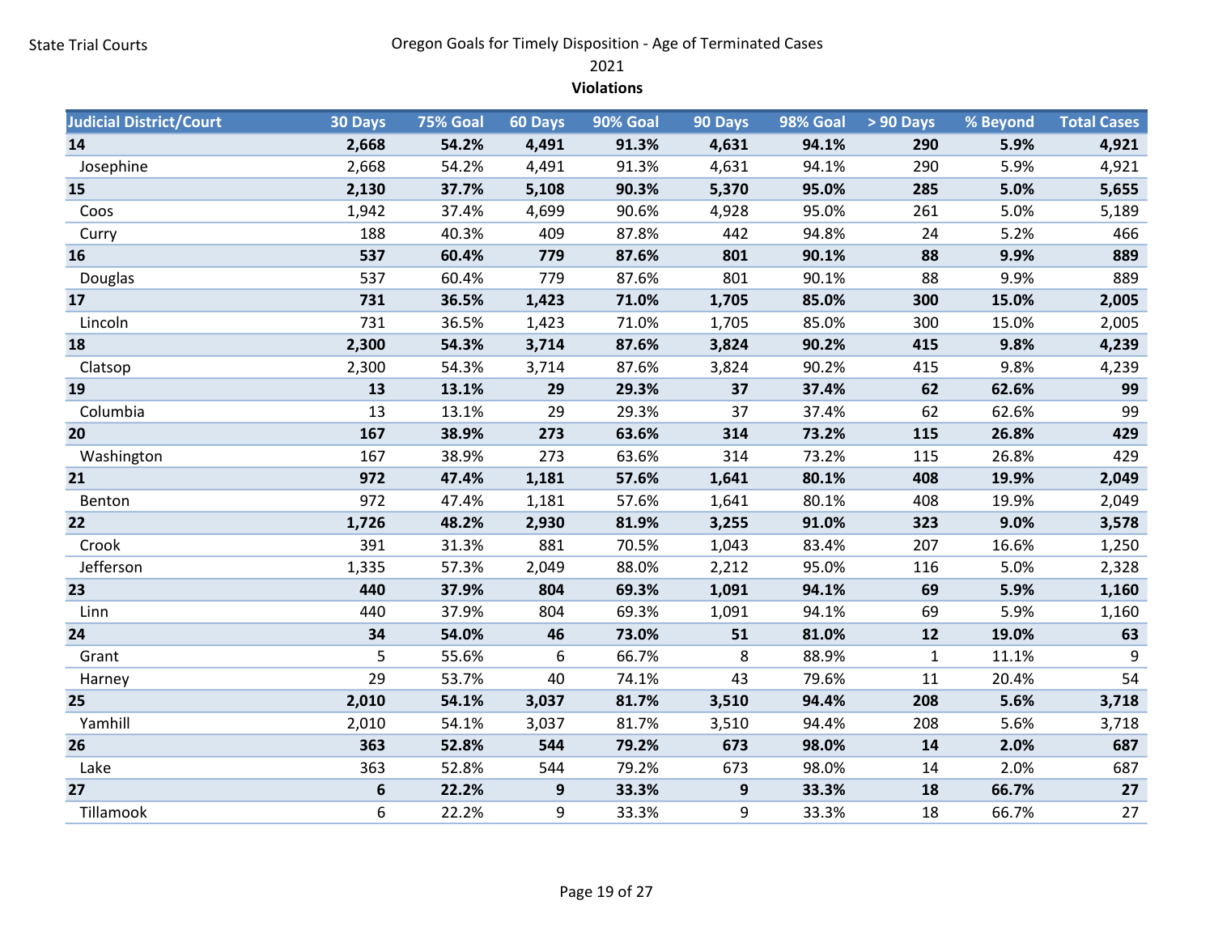State Trial Courts

# Oregon Goals for Timely Disposition - Age of Terminated Cases

2021

**Violations**

| Judicial District/Court | 30 Days | 75% Goal | 60 Days | 90% Goal | 90 Days | 98% Goal | > 90 Days | % Beyond | Total Cases |
|---|---|---|---|---|---|---|---|---|---|
| **14** | **2,668** | **54.2%** | **4,491** | **91.3%** | **4,631** | **94.1%** | **290** | **5.9%** | **4,921** |
| Josephine | 2,668 | 54.2% | 4,491 | 91.3% | 4,631 | 94.1% | 290 | 5.9% | 4,921 |
| **15** | **2,130** | **37.7%** | **5,108** | **90.3%** | **5,370** | **95.0%** | **285** | **5.0%** | **5,655** |
| Coos | 1,942 | 37.4% | 4,699 | 90.6% | 4,928 | 95.0% | 261 | 5.0% | 5,189 |
| Curry | 188 | 40.3% | 409 | 87.8% | 442 | 94.8% | 24 | 5.2% | 466 |
| **16** | **537** | **60.4%** | **779** | **87.6%** | **801** | **90.1%** | **88** | **9.9%** | **889** |
| Douglas | 537 | 60.4% | 779 | 87.6% | 801 | 90.1% | 88 | 9.9% | 889 |
| **17** | **731** | **36.5%** | **1,423** | **71.0%** | **1,705** | **85.0%** | **300** | **15.0%** | **2,005** |
| Lincoln | 731 | 36.5% | 1,423 | 71.0% | 1,705 | 85.0% | 300 | 15.0% | 2,005 |
| **18** | **2,300** | **54.3%** | **3,714** | **87.6%** | **3,824** | **90.2%** | **415** | **9.8%** | **4,239** |
| Clatsop | 2,300 | 54.3% | 3,714 | 87.6% | 3,824 | 90.2% | 415 | 9.8% | 4,239 |
| **19** | **13** | **13.1%** | **29** | **29.3%** | **37** | **37.4%** | **62** | **62.6%** | **99** |
| Columbia | 13 | 13.1% | 29 | 29.3% | 37 | 37.4% | 62 | 62.6% | 99 |
| **20** | **167** | **38.9%** | **273** | **63.6%** | **314** | **73.2%** | **115** | **26.8%** | **429** |
| Washington | 167 | 38.9% | 273 | 63.6% | 314 | 73.2% | 115 | 26.8% | 429 |
| **21** | **972** | **47.4%** | **1,181** | **57.6%** | **1,641** | **80.1%** | **408** | **19.9%** | **2,049** |
| Benton | 972 | 47.4% | 1,181 | 57.6% | 1,641 | 80.1% | 408 | 19.9% | 2,049 |
| **22** | **1,726** | **48.2%** | **2,930** | **81.9%** | **3,255** | **91.0%** | **323** | **9.0%** | **3,578** |
| Crook | 391 | 31.3% | 881 | 70.5% | 1,043 | 83.4% | 207 | 16.6% | 1,250 |
| Jefferson | 1,335 | 57.3% | 2,049 | 88.0% | 2,212 | 95.0% | 116 | 5.0% | 2,328 |
| **23** | **440** | **37.9%** | **804** | **69.3%** | **1,091** | **94.1%** | **69** | **5.9%** | **1,160** |
| Linn | 440 | 37.9% | 804 | 69.3% | 1,091 | 94.1% | 69 | 5.9% | 1,160 |
| **24** | **34** | **54.0%** | **46** | **73.0%** | **51** | **81.0%** | **12** | **19.0%** | **63** |
| Grant | 5 | 55.6% | 6 | 66.7% | 8 | 88.9% | 1 | 11.1% | 9 |
| Harney | 29 | 53.7% | 40 | 74.1% | 43 | 79.6% | 11 | 20.4% | 54 |
| **25** | **2,010** | **54.1%** | **3,037** | **81.7%** | **3,510** | **94.4%** | **208** | **5.6%** | **3,718** |
| Yamhill | 2,010 | 54.1% | 3,037 | 81.7% | 3,510 | 94.4% | 208 | 5.6% | 3,718 |
| **26** | **363** | **52.8%** | **544** | **79.2%** | **673** | **98.0%** | **14** | **2.0%** | **687** |
| Lake | 363 | 52.8% | 544 | 79.2% | 673 | 98.0% | 14 | 2.0% | 687 |
| **27** | **6** | **22.2%** | **9** | **33.3%** | **9** | **33.3%** | **18** | **66.7%** | **27** |
| Tillamook | 6 | 22.2% | 9 | 33.3% | 9 | 33.3% | 18 | 66.7% | 27 |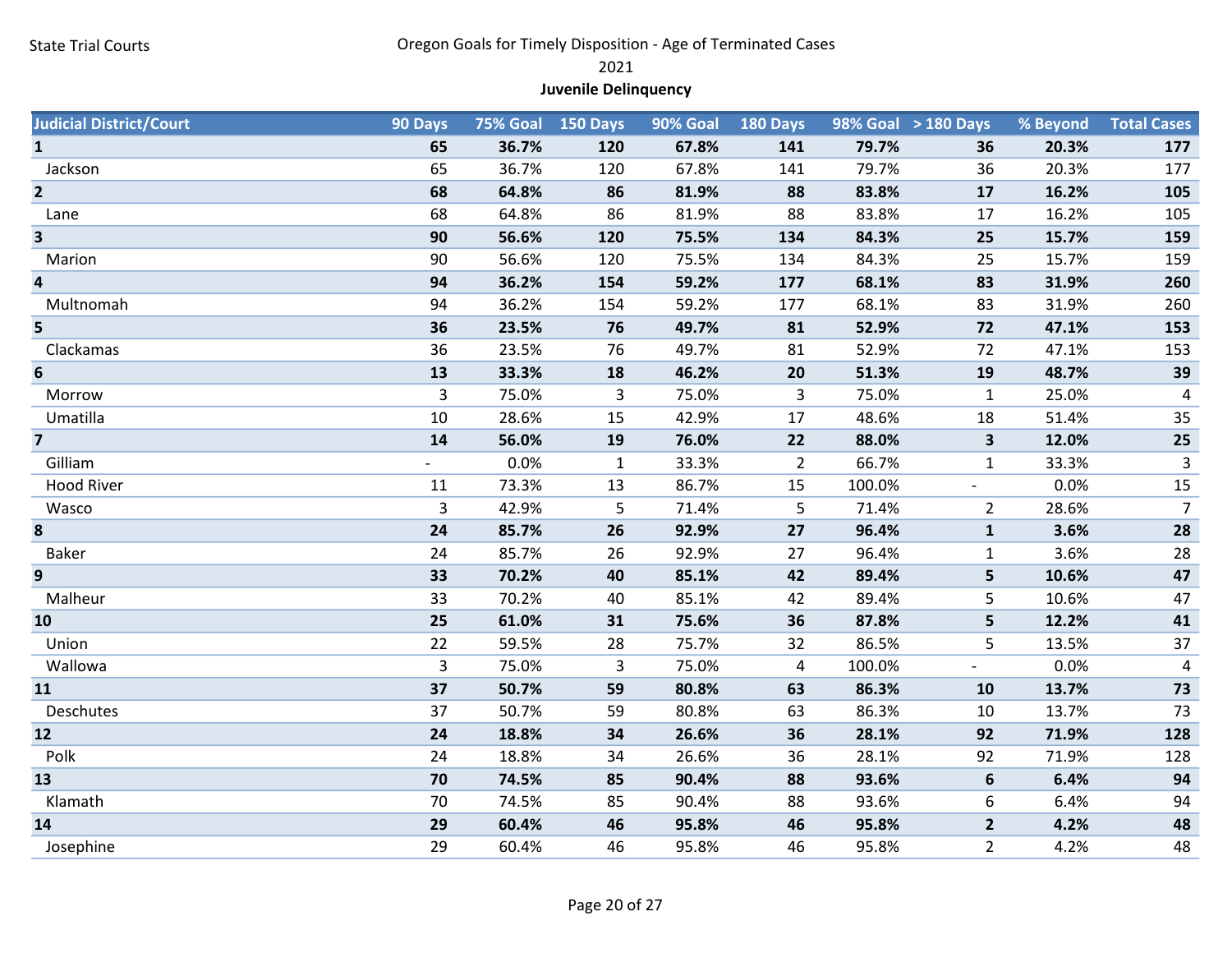State Trial Courts

Oregon Goals for Timely Disposition - Age of Terminated Cases

2021

**Juvenile Delinquency**

| Judicial District/Court | 90 Days | 75% Goal | 150 Days | 90% Goal | 180 Days | 98% Goal | > 180 Days | % Beyond | Total Cases |
|---|---|---|---|---|---|---|---|---|---|
| **1** | **65** | **36.7%** | **120** | **67.8%** | **141** | **79.7%** | **36** | **20.3%** | **177** |
| Jackson | 65 | 36.7% | 120 | 67.8% | 141 | 79.7% | 36 | 20.3% | 177 |
| **2** | **68** | **64.8%** | **86** | **81.9%** | **88** | **83.8%** | **17** | **16.2%** | **105** |
| Lane | 68 | 64.8% | 86 | 81.9% | 88 | 83.8% | 17 | 16.2% | 105 |
| **3** | **90** | **56.6%** | **120** | **75.5%** | **134** | **84.3%** | **25** | **15.7%** | **159** |
| Marion | 90 | 56.6% | 120 | 75.5% | 134 | 84.3% | 25 | 15.7% | 159 |
| **4** | **94** | **36.2%** | **154** | **59.2%** | **177** | **68.1%** | **83** | **31.9%** | **260** |
| Multnomah | 94 | 36.2% | 154 | 59.2% | 177 | 68.1% | 83 | 31.9% | 260 |
| **5** | **36** | **23.5%** | **76** | **49.7%** | **81** | **52.9%** | **72** | **47.1%** | **153** |
| Clackamas | 36 | 23.5% | 76 | 49.7% | 81 | 52.9% | 72 | 47.1% | 153 |
| **6** | **13** | **33.3%** | **18** | **46.2%** | **20** | **51.3%** | **19** | **48.7%** | **39** |
| Morrow | 3 | 75.0% | 3 | 75.0% | 3 | 75.0% | 1 | 25.0% | 4 |
| Umatilla | 10 | 28.6% | 15 | 42.9% | 17 | 48.6% | 18 | 51.4% | 35 |
| **7** | **14** | **56.0%** | **19** | **76.0%** | **22** | **88.0%** | **3** | **12.0%** | **25** |
| Gilliam | - | 0.0% | 1 | 33.3% | 2 | 66.7% | 1 | 33.3% | 3 |
| Hood River | 11 | 73.3% | 13 | 86.7% | 15 | 100.0% | - | 0.0% | 15 |
| Wasco | 3 | 42.9% | 5 | 71.4% | 5 | 71.4% | 2 | 28.6% | 7 |
| **8** | **24** | **85.7%** | **26** | **92.9%** | **27** | **96.4%** | **1** | **3.6%** | **28** |
| Baker | 24 | 85.7% | 26 | 92.9% | 27 | 96.4% | 1 | 3.6% | 28 |
| **9** | **33** | **70.2%** | **40** | **85.1%** | **42** | **89.4%** | **5** | **10.6%** | **47** |
| Malheur | 33 | 70.2% | 40 | 85.1% | 42 | 89.4% | 5 | 10.6% | 47 |
| **10** | **25** | **61.0%** | **31** | **75.6%** | **36** | **87.8%** | **5** | **12.2%** | **41** |
| Union | 22 | 59.5% | 28 | 75.7% | 32 | 86.5% | 5 | 13.5% | 37 |
| Wallowa | 3 | 75.0% | 3 | 75.0% | 4 | 100.0% | - | 0.0% | 4 |
| **11** | **37** | **50.7%** | **59** | **80.8%** | **63** | **86.3%** | **10** | **13.7%** | **73** |
| Deschutes | 37 | 50.7% | 59 | 80.8% | 63 | 86.3% | 10 | 13.7% | 73 |
| **12** | **24** | **18.8%** | **34** | **26.6%** | **36** | **28.1%** | **92** | **71.9%** | **128** |
| Polk | 24 | 18.8% | 34 | 26.6% | 36 | 28.1% | 92 | 71.9% | 128 |
| **13** | **70** | **74.5%** | **85** | **90.4%** | **88** | **93.6%** | **6** | **6.4%** | **94** |
| Klamath | 70 | 74.5% | 85 | 90.4% | 88 | 93.6% | 6 | 6.4% | 94 |
| **14** | **29** | **60.4%** | **46** | **95.8%** | **46** | **95.8%** | **2** | **4.2%** | **48** |
| Josephine | 29 | 60.4% | 46 | 95.8% | 46 | 95.8% | 2 | 4.2% | 48 |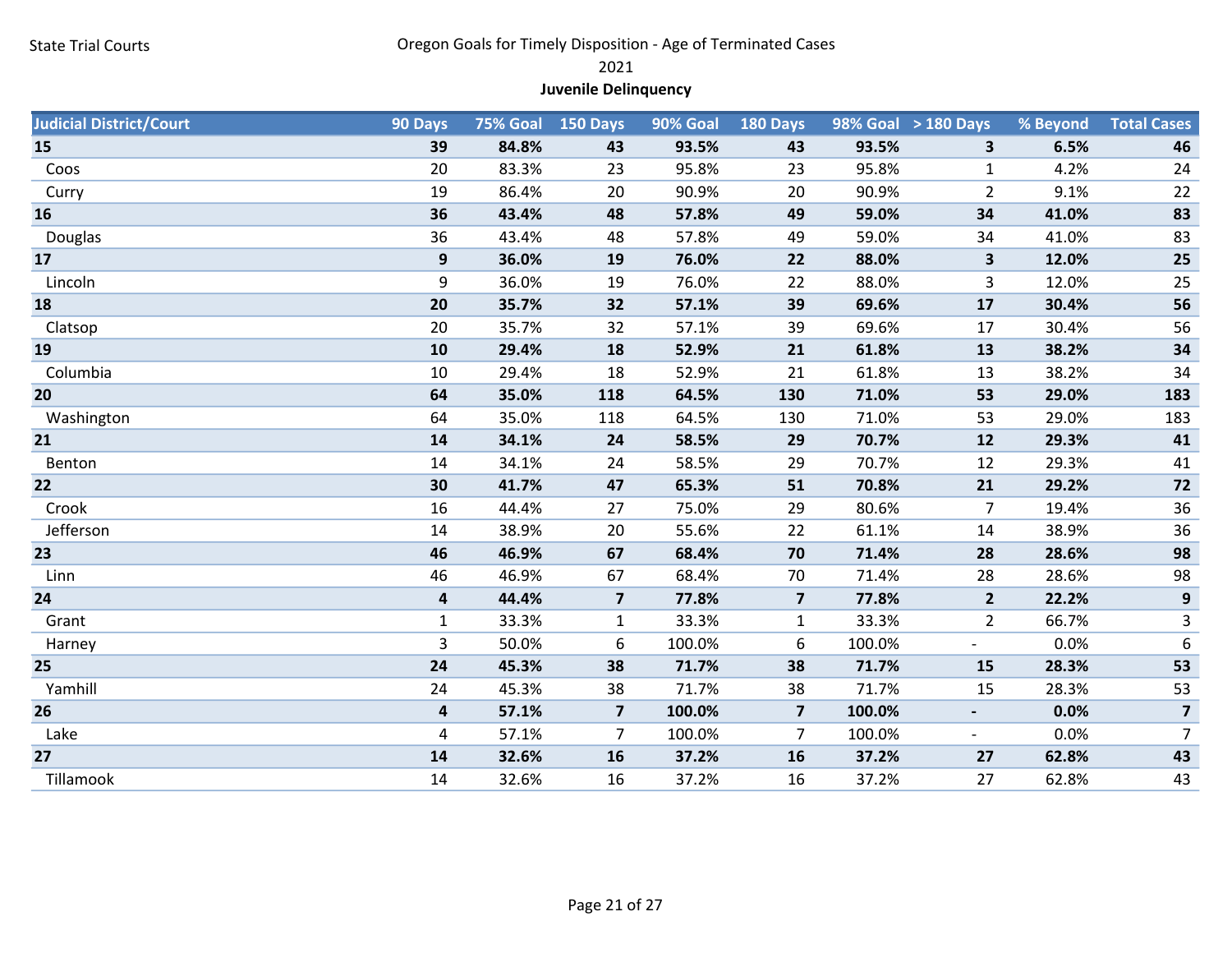State Trial Courts

# Oregon Goals for Timely Disposition - Age of Terminated Cases

## 2021

### Juvenile Delinquency

| Judicial District/Court | 90 Days | 75% Goal | 150 Days | 90% Goal | 180 Days | 98% Goal | > 180 Days | % Beyond | Total Cases |
|---|---|---|---|---|---|---|---|---|---|
| **15** | **39** | **84.8%** | **43** | **93.5%** | **43** | **93.5%** | **3** | **6.5%** | **46** |
| Coos | 20 | 83.3% | 23 | 95.8% | 23 | 95.8% | 1 | 4.2% | 24 |
| Curry | 19 | 86.4% | 20 | 90.9% | 20 | 90.9% | 2 | 9.1% | 22 |
| **16** | **36** | **43.4%** | **48** | **57.8%** | **49** | **59.0%** | **34** | **41.0%** | **83** |
| Douglas | 36 | 43.4% | 48 | 57.8% | 49 | 59.0% | 34 | 41.0% | 83 |
| **17** | **9** | **36.0%** | **19** | **76.0%** | **22** | **88.0%** | **3** | **12.0%** | **25** |
| Lincoln | 9 | 36.0% | 19 | 76.0% | 22 | 88.0% | 3 | 12.0% | 25 |
| **18** | **20** | **35.7%** | **32** | **57.1%** | **39** | **69.6%** | **17** | **30.4%** | **56** |
| Clatsop | 20 | 35.7% | 32 | 57.1% | 39 | 69.6% | 17 | 30.4% | 56 |
| **19** | **10** | **29.4%** | **18** | **52.9%** | **21** | **61.8%** | **13** | **38.2%** | **34** |
| Columbia | 10 | 29.4% | 18 | 52.9% | 21 | 61.8% | 13 | 38.2% | 34 |
| **20** | **64** | **35.0%** | **118** | **64.5%** | **130** | **71.0%** | **53** | **29.0%** | **183** |
| Washington | 64 | 35.0% | 118 | 64.5% | 130 | 71.0% | 53 | 29.0% | 183 |
| **21** | **14** | **34.1%** | **24** | **58.5%** | **29** | **70.7%** | **12** | **29.3%** | **41** |
| Benton | 14 | 34.1% | 24 | 58.5% | 29 | 70.7% | 12 | 29.3% | 41 |
| **22** | **30** | **41.7%** | **47** | **65.3%** | **51** | **70.8%** | **21** | **29.2%** | **72** |
| Crook | 16 | 44.4% | 27 | 75.0% | 29 | 80.6% | 7 | 19.4% | 36 |
| Jefferson | 14 | 38.9% | 20 | 55.6% | 22 | 61.1% | 14 | 38.9% | 36 |
| **23** | **46** | **46.9%** | **67** | **68.4%** | **70** | **71.4%** | **28** | **28.6%** | **98** |
| Linn | 46 | 46.9% | 67 | 68.4% | 70 | 71.4% | 28 | 28.6% | 98 |
| **24** | **4** | **44.4%** | **7** | **77.8%** | **7** | **77.8%** | **2** | **22.2%** | **9** |
| Grant | 1 | 33.3% | 1 | 33.3% | 1 | 33.3% | 2 | 66.7% | 3 |
| Harney | 3 | 50.0% | 6 | 100.0% | 6 | 100.0% | - | 0.0% | 6 |
| **25** | **24** | **45.3%** | **38** | **71.7%** | **38** | **71.7%** | **15** | **28.3%** | **53** |
| Yamhill | 24 | 45.3% | 38 | 71.7% | 38 | 71.7% | 15 | 28.3% | 53 |
| **26** | **4** | **57.1%** | **7** | **100.0%** | **7** | **100.0%** | **-** | **0.0%** | **7** |
| Lake | 4 | 57.1% | 7 | 100.0% | 7 | 100.0% | - | 0.0% | 7 |
| **27** | **14** | **32.6%** | **16** | **37.2%** | **16** | **37.2%** | **27** | **62.8%** | **43** |
| Tillamook | 14 | 32.6% | 16 | 37.2% | 16 | 37.2% | 27 | 62.8% | 43 |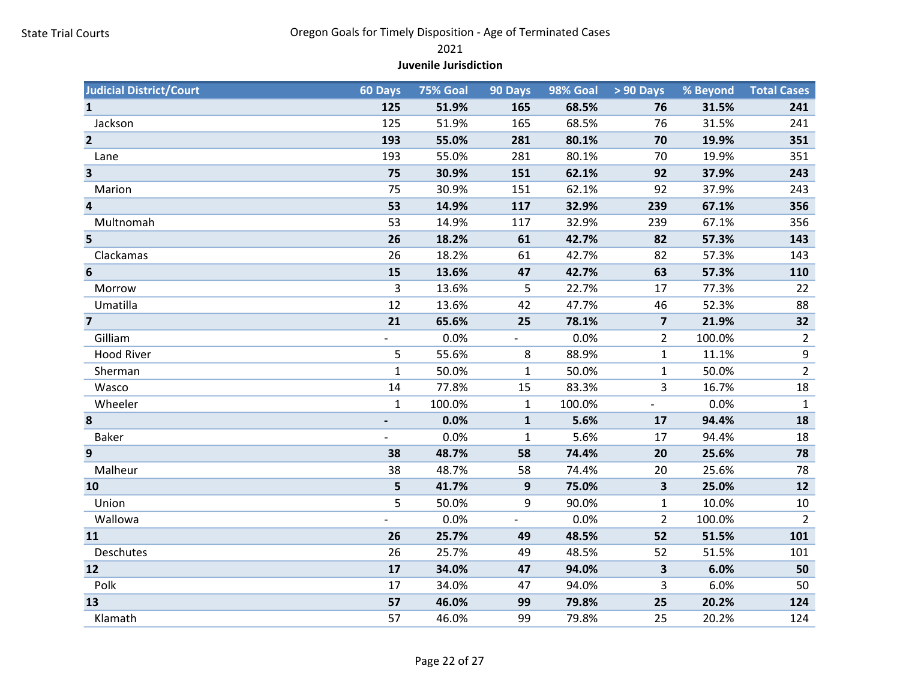State Trial Courts

# Oregon Goals for Timely Disposition - Age of Terminated Cases

2021

**Juvenile Jurisdiction**

| Judicial District/Court | 60 Days | 75% Goal | 90 Days | 98% Goal | > 90 Days | % Beyond | Total Cases |
|---|---|---|---|---|---|---|---|
| **1** | **125** | **51.9%** | **165** | **68.5%** | **76** | **31.5%** | **241** |
| Jackson | 125 | 51.9% | 165 | 68.5% | 76 | 31.5% | 241 |
| **2** | **193** | **55.0%** | **281** | **80.1%** | **70** | **19.9%** | **351** |
| Lane | 193 | 55.0% | 281 | 80.1% | 70 | 19.9% | 351 |
| **3** | **75** | **30.9%** | **151** | **62.1%** | **92** | **37.9%** | **243** |
| Marion | 75 | 30.9% | 151 | 62.1% | 92 | 37.9% | 243 |
| **4** | **53** | **14.9%** | **117** | **32.9%** | **239** | **67.1%** | **356** |
| Multnomah | 53 | 14.9% | 117 | 32.9% | 239 | 67.1% | 356 |
| **5** | **26** | **18.2%** | **61** | **42.7%** | **82** | **57.3%** | **143** |
| Clackamas | 26 | 18.2% | 61 | 42.7% | 82 | 57.3% | 143 |
| **6** | **15** | **13.6%** | **47** | **42.7%** | **63** | **57.3%** | **110** |
| Morrow | 3 | 13.6% | 5 | 22.7% | 17 | 77.3% | 22 |
| Umatilla | 12 | 13.6% | 42 | 47.7% | 46 | 52.3% | 88 |
| **7** | **21** | **65.6%** | **25** | **78.1%** | **7** | **21.9%** | **32** |
| Gilliam | - | 0.0% | - | 0.0% | 2 | 100.0% | 2 |
| Hood River | 5 | 55.6% | 8 | 88.9% | 1 | 11.1% | 9 |
| Sherman | 1 | 50.0% | 1 | 50.0% | 1 | 50.0% | 2 |
| Wasco | 14 | 77.8% | 15 | 83.3% | 3 | 16.7% | 18 |
| Wheeler | 1 | 100.0% | 1 | 100.0% | - | 0.0% | 1 |
| **8** | **-** | **0.0%** | **1** | **5.6%** | **17** | **94.4%** | **18** |
| Baker | - | 0.0% | 1 | 5.6% | 17 | 94.4% | 18 |
| **9** | **38** | **48.7%** | **58** | **74.4%** | **20** | **25.6%** | **78** |
| Malheur | 38 | 48.7% | 58 | 74.4% | 20 | 25.6% | 78 |
| **10** | **5** | **41.7%** | **9** | **75.0%** | **3** | **25.0%** | **12** |
| Union | 5 | 50.0% | 9 | 90.0% | 1 | 10.0% | 10 |
| Wallowa | - | 0.0% | - | 0.0% | 2 | 100.0% | 2 |
| **11** | **26** | **25.7%** | **49** | **48.5%** | **52** | **51.5%** | **101** |
| Deschutes | 26 | 25.7% | 49 | 48.5% | 52 | 51.5% | 101 |
| **12** | **17** | **34.0%** | **47** | **94.0%** | **3** | **6.0%** | **50** |
| Polk | 17 | 34.0% | 47 | 94.0% | 3 | 6.0% | 50 |
| **13** | **57** | **46.0%** | **99** | **79.8%** | **25** | **20.2%** | **124** |
| Klamath | 57 | 46.0% | 99 | 79.8% | 25 | 20.2% | 124 |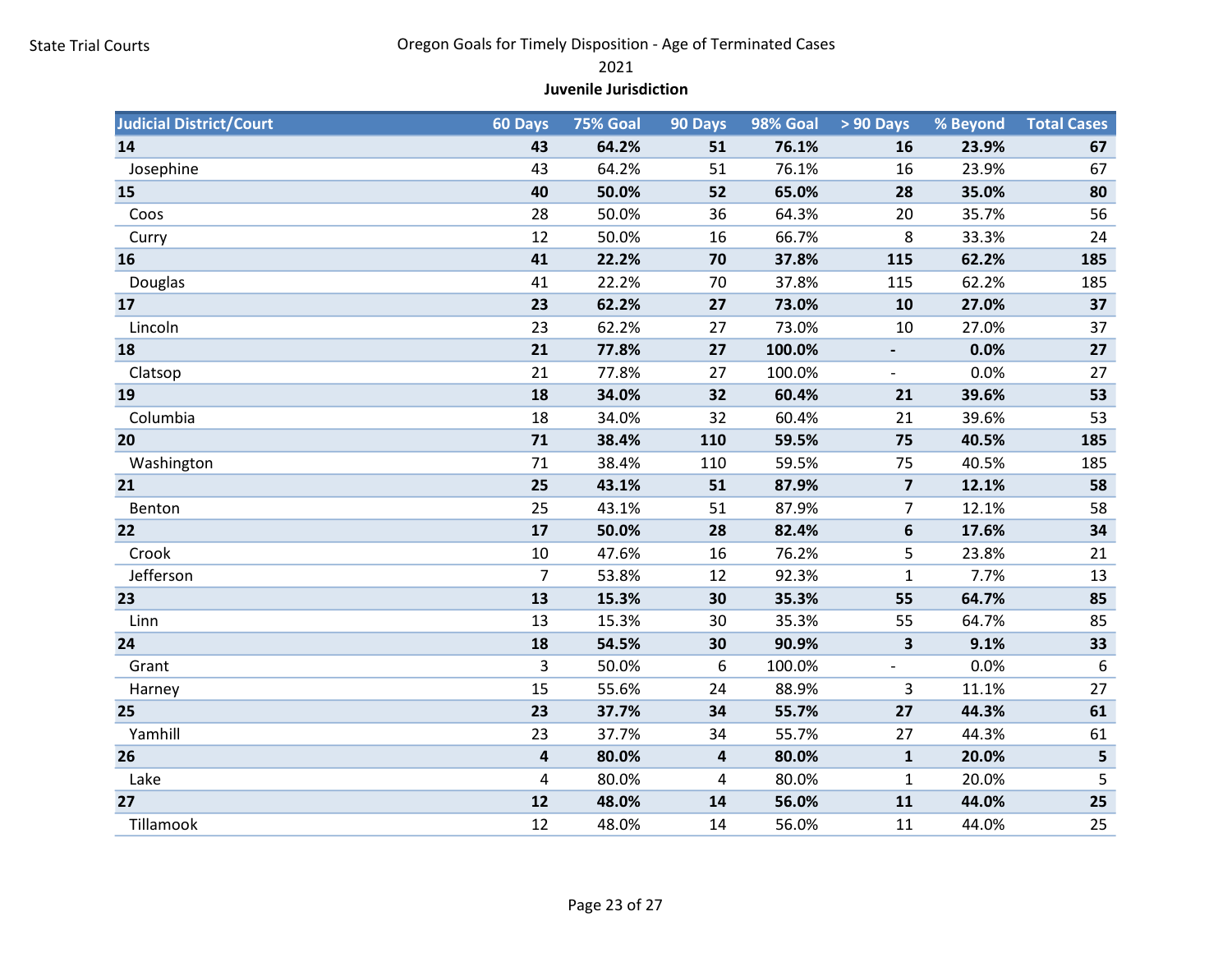State Trial Courts

Oregon Goals for Timely Disposition - Age of Terminated Cases

2021

**Juvenile Jurisdiction**

| Judicial District/Court | 60 Days | 75% Goal | 90 Days | 98% Goal | > 90 Days | % Beyond | Total Cases |
|---|---|---|---|---|---|---|---|
| **14** | **43** | **64.2%** | **51** | **76.1%** | **16** | **23.9%** | **67** |
| Josephine | 43 | 64.2% | 51 | 76.1% | 16 | 23.9% | 67 |
| **15** | **40** | **50.0%** | **52** | **65.0%** | **28** | **35.0%** | **80** |
| Coos | 28 | 50.0% | 36 | 64.3% | 20 | 35.7% | 56 |
| Curry | 12 | 50.0% | 16 | 66.7% | 8 | 33.3% | 24 |
| **16** | **41** | **22.2%** | **70** | **37.8%** | **115** | **62.2%** | **185** |
| Douglas | 41 | 22.2% | 70 | 37.8% | 115 | 62.2% | 185 |
| **17** | **23** | **62.2%** | **27** | **73.0%** | **10** | **27.0%** | **37** |
| Lincoln | 23 | 62.2% | 27 | 73.0% | 10 | 27.0% | 37 |
| **18** | **21** | **77.8%** | **27** | **100.0%** | **-** | **0.0%** | **27** |
| Clatsop | 21 | 77.8% | 27 | 100.0% | - | 0.0% | 27 |
| **19** | **18** | **34.0%** | **32** | **60.4%** | **21** | **39.6%** | **53** |
| Columbia | 18 | 34.0% | 32 | 60.4% | 21 | 39.6% | 53 |
| **20** | **71** | **38.4%** | **110** | **59.5%** | **75** | **40.5%** | **185** |
| Washington | 71 | 38.4% | 110 | 59.5% | 75 | 40.5% | 185 |
| **21** | **25** | **43.1%** | **51** | **87.9%** | **7** | **12.1%** | **58** |
| Benton | 25 | 43.1% | 51 | 87.9% | 7 | 12.1% | 58 |
| **22** | **17** | **50.0%** | **28** | **82.4%** | **6** | **17.6%** | **34** |
| Crook | 10 | 47.6% | 16 | 76.2% | 5 | 23.8% | 21 |
| Jefferson | 7 | 53.8% | 12 | 92.3% | 1 | 7.7% | 13 |
| **23** | **13** | **15.3%** | **30** | **35.3%** | **55** | **64.7%** | **85** |
| Linn | 13 | 15.3% | 30 | 35.3% | 55 | 64.7% | 85 |
| **24** | **18** | **54.5%** | **30** | **90.9%** | **3** | **9.1%** | **33** |
| Grant | 3 | 50.0% | 6 | 100.0% | - | 0.0% | 6 |
| Harney | 15 | 55.6% | 24 | 88.9% | 3 | 11.1% | 27 |
| **25** | **23** | **37.7%** | **34** | **55.7%** | **27** | **44.3%** | **61** |
| Yamhill | 23 | 37.7% | 34 | 55.7% | 27 | 44.3% | 61 |
| **26** | **4** | **80.0%** | **4** | **80.0%** | **1** | **20.0%** | **5** |
| Lake | 4 | 80.0% | 4 | 80.0% | 1 | 20.0% | 5 |
| **27** | **12** | **48.0%** | **14** | **56.0%** | **11** | **44.0%** | **25** |
| Tillamook | 12 | 48.0% | 14 | 56.0% | 11 | 44.0% | 25 |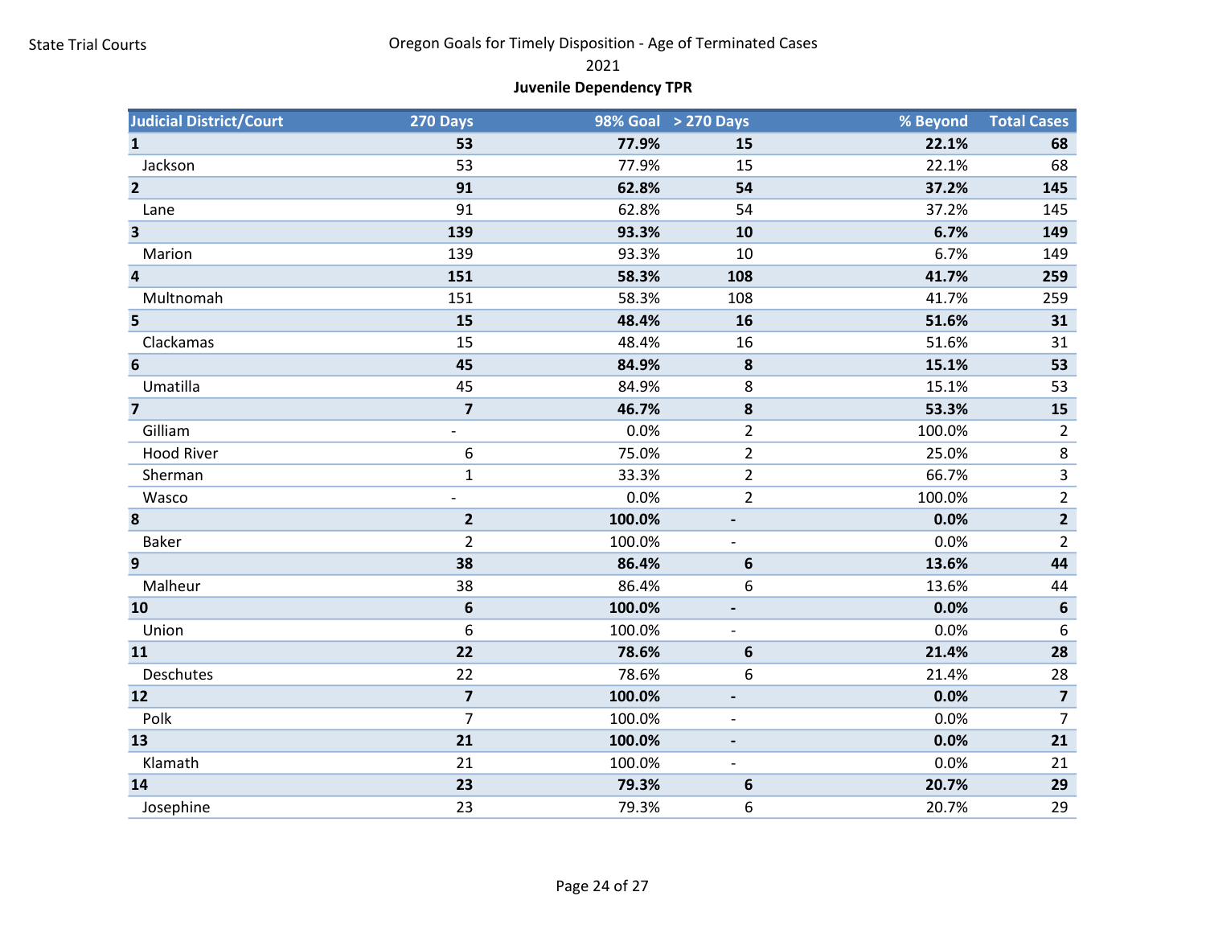State Trial Courts

# Oregon Goals for Timely Disposition - Age of Terminated Cases

2021

**Juvenile Dependency TPR**

| Judicial District/Court | 270 Days | 98% Goal | > 270 Days | % Beyond | Total Cases |
|---|---|---|---|---|---|
| **1** | **53** | **77.9%** | **15** | **22.1%** | **68** |
| Jackson | 53 | 77.9% | 15 | 22.1% | 68 |
| **2** | **91** | **62.8%** | **54** | **37.2%** | **145** |
| Lane | 91 | 62.8% | 54 | 37.2% | 145 |
| **3** | **139** | **93.3%** | **10** | **6.7%** | **149** |
| Marion | 139 | 93.3% | 10 | 6.7% | 149 |
| **4** | **151** | **58.3%** | **108** | **41.7%** | **259** |
| Multnomah | 151 | 58.3% | 108 | 41.7% | 259 |
| **5** | **15** | **48.4%** | **16** | **51.6%** | **31** |
| Clackamas | 15 | 48.4% | 16 | 51.6% | 31 |
| **6** | **45** | **84.9%** | **8** | **15.1%** | **53** |
| Umatilla | 45 | 84.9% | 8 | 15.1% | 53 |
| **7** | **7** | **46.7%** | **8** | **53.3%** | **15** |
| Gilliam | - | 0.0% | 2 | 100.0% | 2 |
| Hood River | 6 | 75.0% | 2 | 25.0% | 8 |
| Sherman | 1 | 33.3% | 2 | 66.7% | 3 |
| Wasco | - | 0.0% | 2 | 100.0% | 2 |
| **8** | **2** | **100.0%** | **-** | **0.0%** | **2** |
| Baker | 2 | 100.0% | - | 0.0% | 2 |
| **9** | **38** | **86.4%** | **6** | **13.6%** | **44** |
| Malheur | 38 | 86.4% | 6 | 13.6% | 44 |
| **10** | **6** | **100.0%** | **-** | **0.0%** | **6** |
| Union | 6 | 100.0% | - | 0.0% | 6 |
| **11** | **22** | **78.6%** | **6** | **21.4%** | **28** |
| Deschutes | 22 | 78.6% | 6 | 21.4% | 28 |
| **12** | **7** | **100.0%** | **-** | **0.0%** | **7** |
| Polk | 7 | 100.0% | - | 0.0% | 7 |
| **13** | **21** | **100.0%** | **-** | **0.0%** | **21** |
| Klamath | 21 | 100.0% | - | 0.0% | 21 |
| **14** | **23** | **79.3%** | **6** | **20.7%** | **29** |
| Josephine | 23 | 79.3% | 6 | 20.7% | 29 |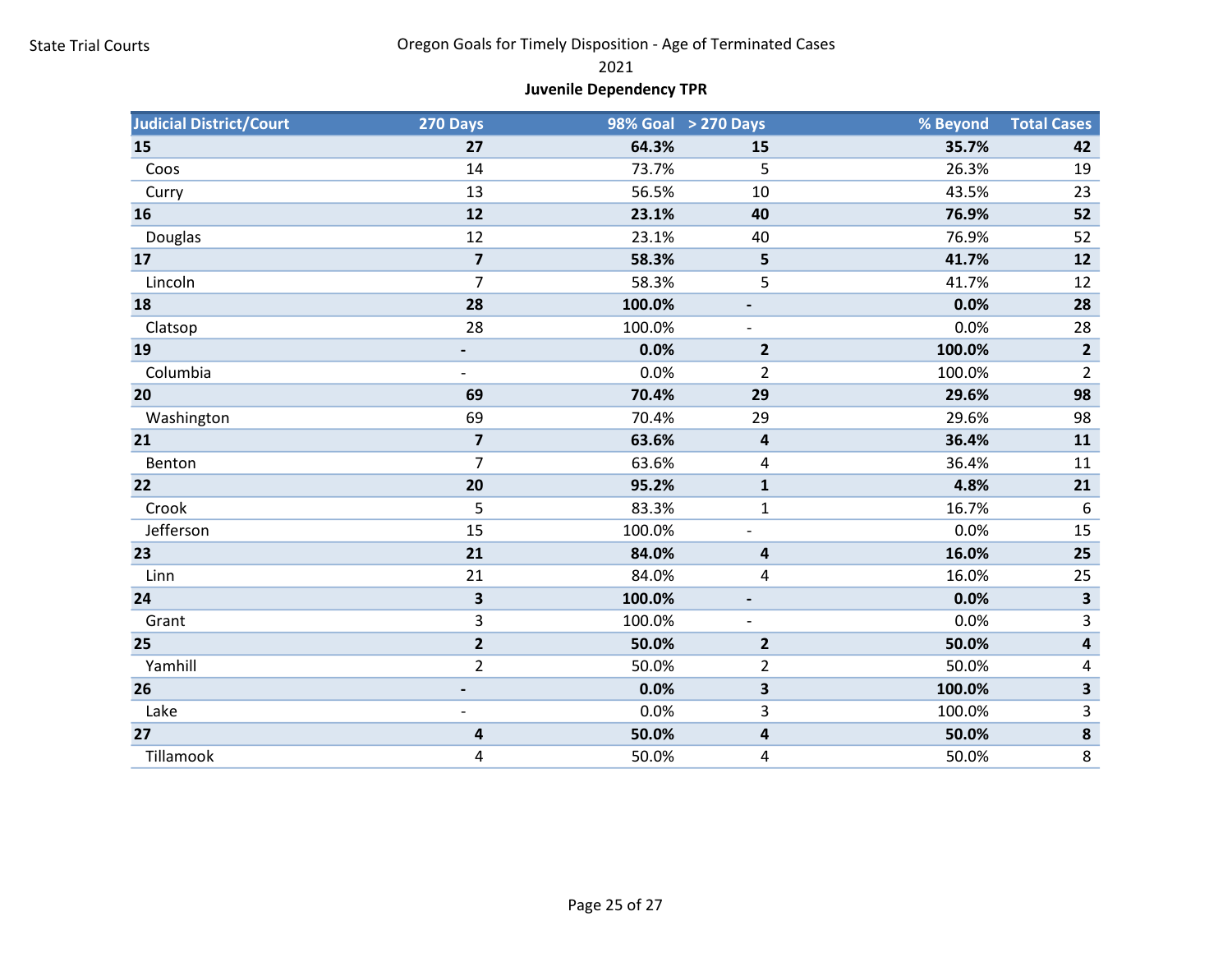State Trial Courts

# Oregon Goals for Timely Disposition - Age of Terminated Cases

2021

**Juvenile Dependency TPR**

| Judicial District/Court | 270 Days | 98% Goal | > 270 Days | % Beyond | Total Cases |
|---|---|---|---|---|---|
| **15** | **27** | **64.3%** | **15** | **35.7%** | **42** |
| Coos | 14 | 73.7% | 5 | 26.3% | 19 |
| Curry | 13 | 56.5% | 10 | 43.5% | 23 |
| **16** | **12** | **23.1%** | **40** | **76.9%** | **52** |
| Douglas | 12 | 23.1% | 40 | 76.9% | 52 |
| **17** | **7** | **58.3%** | **5** | **41.7%** | **12** |
| Lincoln | 7 | 58.3% | 5 | 41.7% | 12 |
| **18** | **28** | **100.0%** | **-** | **0.0%** | **28** |
| Clatsop | 28 | 100.0% | - | 0.0% | 28 |
| **19** | **-** | **0.0%** | **2** | **100.0%** | **2** |
| Columbia | - | 0.0% | 2 | 100.0% | 2 |
| **20** | **69** | **70.4%** | **29** | **29.6%** | **98** |
| Washington | 69 | 70.4% | 29 | 29.6% | 98 |
| **21** | **7** | **63.6%** | **4** | **36.4%** | **11** |
| Benton | 7 | 63.6% | 4 | 36.4% | 11 |
| **22** | **20** | **95.2%** | **1** | **4.8%** | **21** |
| Crook | 5 | 83.3% | 1 | 16.7% | 6 |
| Jefferson | 15 | 100.0% | - | 0.0% | 15 |
| **23** | **21** | **84.0%** | **4** | **16.0%** | **25** |
| Linn | 21 | 84.0% | 4 | 16.0% | 25 |
| **24** | **3** | **100.0%** | **-** | **0.0%** | **3** |
| Grant | 3 | 100.0% | - | 0.0% | 3 |
| **25** | **2** | **50.0%** | **2** | **50.0%** | **4** |
| Yamhill | 2 | 50.0% | 2 | 50.0% | 4 |
| **26** | **-** | **0.0%** | **3** | **100.0%** | **3** |
| Lake | - | 0.0% | 3 | 100.0% | 3 |
| **27** | **4** | **50.0%** | **4** | **50.0%** | **8** |
| Tillamook | 4 | 50.0% | 4 | 50.0% | 8 |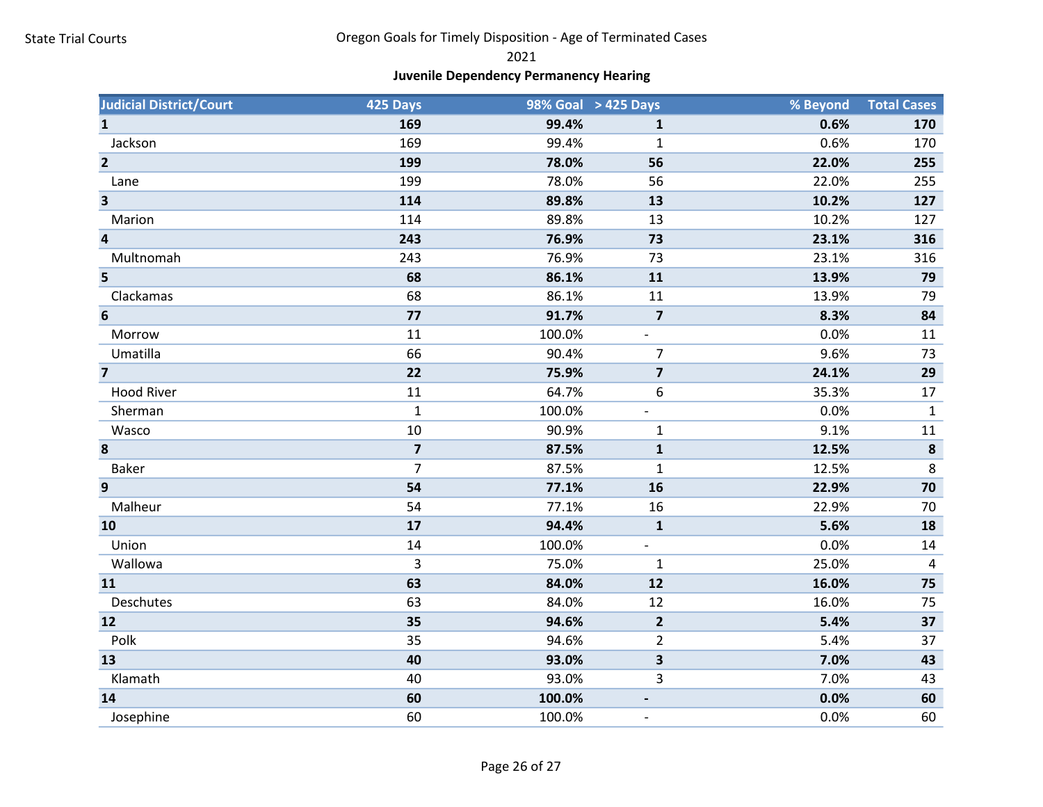State Trial Courts

# Oregon Goals for Timely Disposition - Age of Terminated Cases
## 2021
### Juvenile Dependency Permanency Hearing

| Judicial District/Court | 425 Days | 98% Goal | > 425 Days | % Beyond | Total Cases |
|---|---|---|---|---|---|
| **1** | **169** | **99.4%** | **1** | **0.6%** | **170** |
| Jackson | 169 | 99.4% | 1 | 0.6% | 170 |
| **2** | **199** | **78.0%** | **56** | **22.0%** | **255** |
| Lane | 199 | 78.0% | 56 | 22.0% | 255 |
| **3** | **114** | **89.8%** | **13** | **10.2%** | **127** |
| Marion | 114 | 89.8% | 13 | 10.2% | 127 |
| **4** | **243** | **76.9%** | **73** | **23.1%** | **316** |
| Multnomah | 243 | 76.9% | 73 | 23.1% | 316 |
| **5** | **68** | **86.1%** | **11** | **13.9%** | **79** |
| Clackamas | 68 | 86.1% | 11 | 13.9% | 79 |
| **6** | **77** | **91.7%** | **7** | **8.3%** | **84** |
| Morrow | 11 | 100.0% | - | 0.0% | 11 |
| Umatilla | 66 | 90.4% | 7 | 9.6% | 73 |
| **7** | **22** | **75.9%** | **7** | **24.1%** | **29** |
| Hood River | 11 | 64.7% | 6 | 35.3% | 17 |
| Sherman | 1 | 100.0% | - | 0.0% | 1 |
| Wasco | 10 | 90.9% | 1 | 9.1% | 11 |
| **8** | **7** | **87.5%** | **1** | **12.5%** | **8** |
| Baker | 7 | 87.5% | 1 | 12.5% | 8 |
| **9** | **54** | **77.1%** | **16** | **22.9%** | **70** |
| Malheur | 54 | 77.1% | 16 | 22.9% | 70 |
| **10** | **17** | **94.4%** | **1** | **5.6%** | **18** |
| Union | 14 | 100.0% | - | 0.0% | 14 |
| Wallowa | 3 | 75.0% | 1 | 25.0% | 4 |
| **11** | **63** | **84.0%** | **12** | **16.0%** | **75** |
| Deschutes | 63 | 84.0% | 12 | 16.0% | 75 |
| **12** | **35** | **94.6%** | **2** | **5.4%** | **37** |
| Polk | 35 | 94.6% | 2 | 5.4% | 37 |
| **13** | **40** | **93.0%** | **3** | **7.0%** | **43** |
| Klamath | 40 | 93.0% | 3 | 7.0% | 43 |
| **14** | **60** | **100.0%** | **-** | **0.0%** | **60** |
| Josephine | 60 | 100.0% | - | 0.0% | 60 |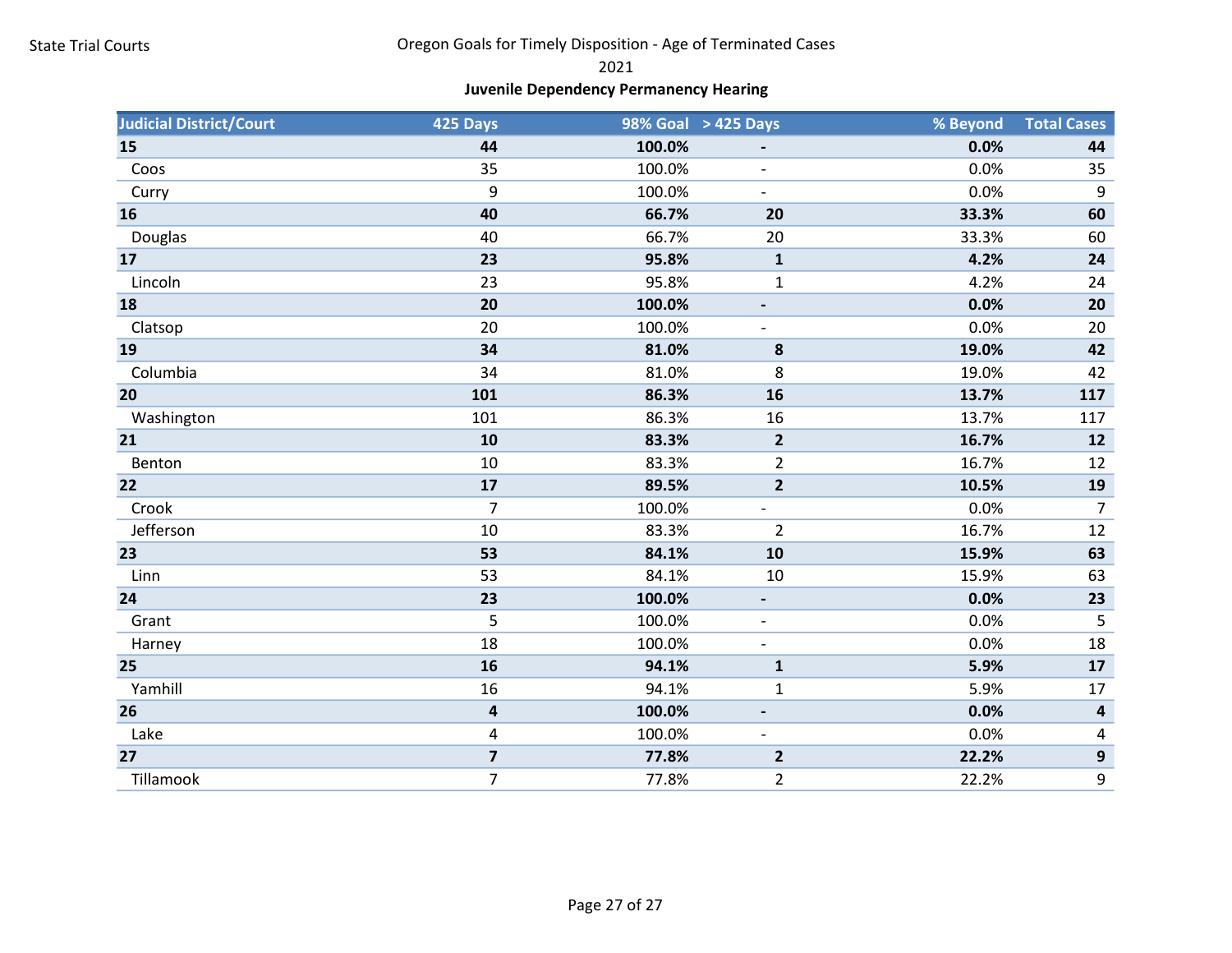State Trial Courts

Oregon Goals for Timely Disposition - Age of Terminated Cases

2021

**Juvenile Dependency Permanency Hearing**

| Judicial District/Court | 425 Days | 98% Goal | > 425 Days | % Beyond | Total Cases |
|---|---|---|---|---|---|
| **15** | **44** | **100.0%** | **-** | **0.0%** | **44** |
| Coos | 35 | 100.0% | - | 0.0% | 35 |
| Curry | 9 | 100.0% | - | 0.0% | 9 |
| **16** | **40** | **66.7%** | **20** | **33.3%** | **60** |
| Douglas | 40 | 66.7% | 20 | 33.3% | 60 |
| **17** | **23** | **95.8%** | **1** | **4.2%** | **24** |
| Lincoln | 23 | 95.8% | 1 | 4.2% | 24 |
| **18** | **20** | **100.0%** | **-** | **0.0%** | **20** |
| Clatsop | 20 | 100.0% | - | 0.0% | 20 |
| **19** | **34** | **81.0%** | **8** | **19.0%** | **42** |
| Columbia | 34 | 81.0% | 8 | 19.0% | 42 |
| **20** | **101** | **86.3%** | **16** | **13.7%** | **117** |
| Washington | 101 | 86.3% | 16 | 13.7% | 117 |
| **21** | **10** | **83.3%** | **2** | **16.7%** | **12** |
| Benton | 10 | 83.3% | 2 | 16.7% | 12 |
| **22** | **17** | **89.5%** | **2** | **10.5%** | **19** |
| Crook | 7 | 100.0% | - | 0.0% | 7 |
| Jefferson | 10 | 83.3% | 2 | 16.7% | 12 |
| **23** | **53** | **84.1%** | **10** | **15.9%** | **63** |
| Linn | 53 | 84.1% | 10 | 15.9% | 63 |
| **24** | **23** | **100.0%** | **-** | **0.0%** | **23** |
| Grant | 5 | 100.0% | - | 0.0% | 5 |
| Harney | 18 | 100.0% | - | 0.0% | 18 |
| **25** | **16** | **94.1%** | **1** | **5.9%** | **17** |
| Yamhill | 16 | 94.1% | 1 | 5.9% | 17 |
| **26** | **4** | **100.0%** | **-** | **0.0%** | **4** |
| Lake | 4 | 100.0% | - | 0.0% | 4 |
| **27** | **7** | **77.8%** | **2** | **22.2%** | **9** |
| Tillamook | 7 | 77.8% | 2 | 22.2% | 9 |